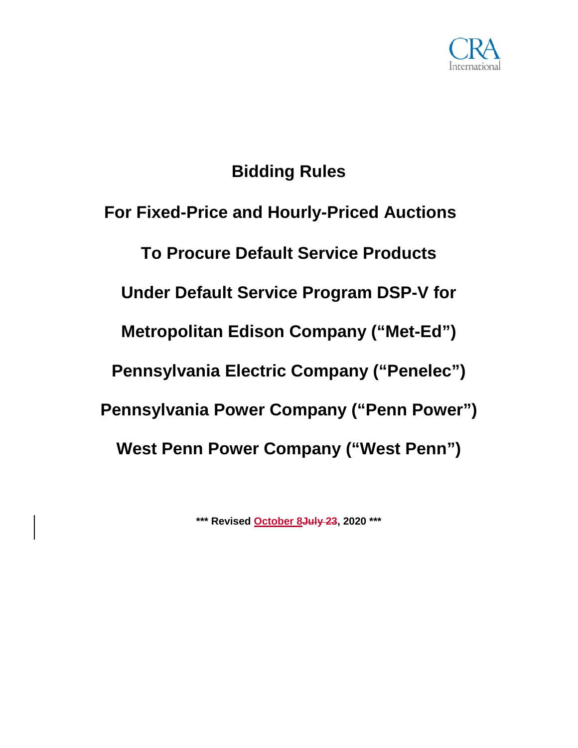CRA International

# Bidding Rules

## For Fixed-Price and Hourly-Priced Auctions

## To Procure Default Service Products

## Under Default Service Program DSP-V for

## Metropolitan Edison Company ("Met-Ed")

## Pennsylvania Electric Company ("Penelec")

## Pennsylvania Power Company ("Penn Power")

## West Penn Power Company ("West Penn")

**\*\*\* Revised October 8~~July 23~~, 2020 \*\*\***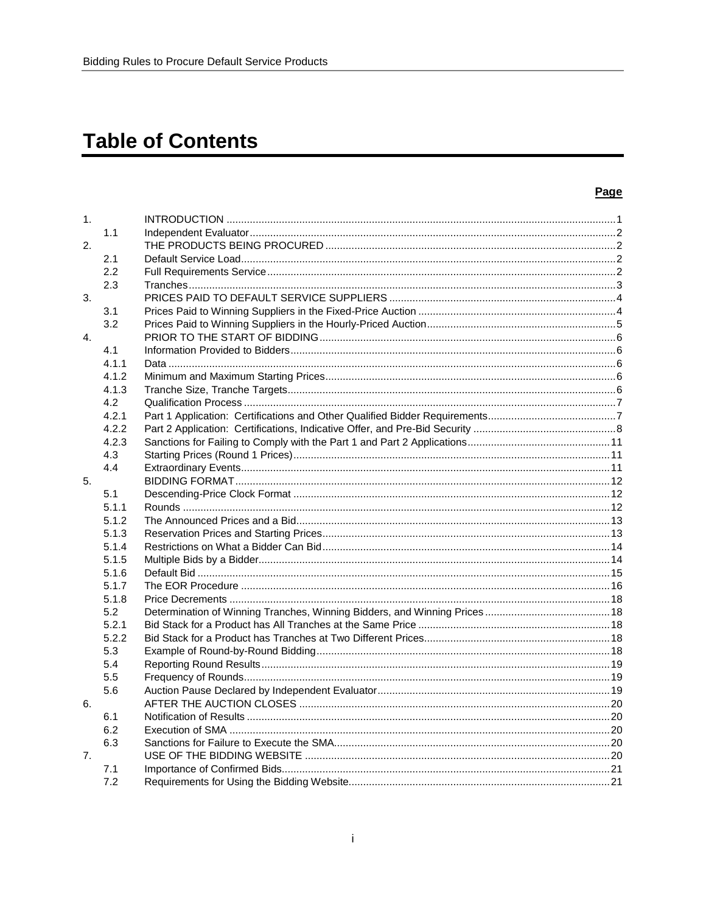# Table of Contents

| | | | Page |
|---|---|---|---|
| 1. | | INTRODUCTION | 1 |
| | 1.1 | Independent Evaluator | 2 |
| 2. | | THE PRODUCTS BEING PROCURED | 2 |
| | 2.1 | Default Service Load | 2 |
| | 2.2 | Full Requirements Service | 2 |
| | 2.3 | Tranches | 3 |
| 3. | | PRICES PAID TO DEFAULT SERVICE SUPPLIERS | 4 |
| | 3.1 | Prices Paid to Winning Suppliers in the Fixed-Price Auction | 4 |
| | 3.2 | Prices Paid to Winning Suppliers in the Hourly-Priced Auction | 5 |
| 4. | | PRIOR TO THE START OF BIDDING | 6 |
| | 4.1 | Information Provided to Bidders | 6 |
| | 4.1.1 | Data | 6 |
| | 4.1.2 | Minimum and Maximum Starting Prices | 6 |
| | 4.1.3 | Tranche Size, Tranche Targets | 6 |
| | 4.2 | Qualification Process | 7 |
| | 4.2.1 | Part 1 Application: Certifications and Other Qualified Bidder Requirements | 7 |
| | 4.2.2 | Part 2 Application: Certifications, Indicative Offer, and Pre-Bid Security | 8 |
| | 4.2.3 | Sanctions for Failing to Comply with the Part 1 and Part 2 Applications | 11 |
| | 4.3 | Starting Prices (Round 1 Prices) | 11 |
| | 4.4 | Extraordinary Events | 11 |
| 5. | | BIDDING FORMAT | 12 |
| | 5.1 | Descending-Price Clock Format | 12 |
| | 5.1.1 | Rounds | 12 |
| | 5.1.2 | The Announced Prices and a Bid | 13 |
| | 5.1.3 | Reservation Prices and Starting Prices | 13 |
| | 5.1.4 | Restrictions on What a Bidder Can Bid | 14 |
| | 5.1.5 | Multiple Bids by a Bidder | 14 |
| | 5.1.6 | Default Bid | 15 |
| | 5.1.7 | The EOR Procedure | 16 |
| | 5.1.8 | Price Decrements | 18 |
| | 5.2 | Determination of Winning Tranches, Winning Bidders, and Winning Prices | 18 |
| | 5.2.1 | Bid Stack for a Product has All Tranches at the Same Price | 18 |
| | 5.2.2 | Bid Stack for a Product has Tranches at Two Different Prices | 18 |
| | 5.3 | Example of Round-by-Round Bidding | 18 |
| | 5.4 | Reporting Round Results | 19 |
| | 5.5 | Frequency of Rounds | 19 |
| | 5.6 | Auction Pause Declared by Independent Evaluator | 19 |
| 6. | | AFTER THE AUCTION CLOSES | 20 |
| | 6.1 | Notification of Results | 20 |
| | 6.2 | Execution of SMA | 20 |
| | 6.3 | Sanctions for Failure to Execute the SMA | 20 |
| 7. | | USE OF THE BIDDING WEBSITE | 20 |
| | 7.1 | Importance of Confirmed Bids | 21 |
| | 7.2 | Requirements for Using the Bidding Website | 21 |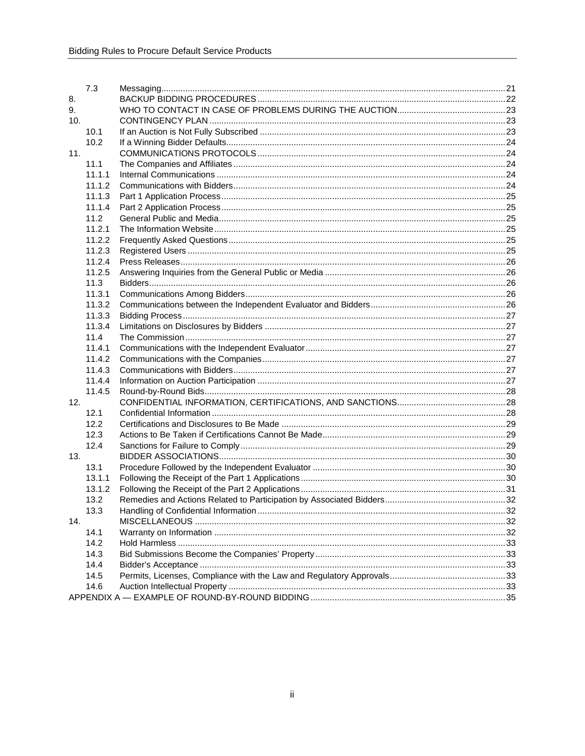| | | |
|---|---|---|
| 7.3 | Messaging | 21 |
| 8. | BACKUP BIDDING PROCEDURES | 22 |
| 9. | WHO TO CONTACT IN CASE OF PROBLEMS DURING THE AUCTION | 23 |
| 10. | CONTINGENCY PLAN | 23 |
| 10.1 | If an Auction is Not Fully Subscribed | 23 |
| 10.2 | If a Winning Bidder Defaults | 24 |
| 11. | COMMUNICATIONS PROTOCOLS | 24 |
| 11.1 | The Companies and Affiliates | 24 |
| 11.1.1 | Internal Communications | 24 |
| 11.1.2 | Communications with Bidders | 24 |
| 11.1.3 | Part 1 Application Process | 25 |
| 11.1.4 | Part 2 Application Process | 25 |
| 11.2 | General Public and Media | 25 |
| 11.2.1 | The Information Website | 25 |
| 11.2.2 | Frequently Asked Questions | 25 |
| 11.2.3 | Registered Users | 25 |
| 11.2.4 | Press Releases | 26 |
| 11.2.5 | Answering Inquiries from the General Public or Media | 26 |
| 11.3 | Bidders | 26 |
| 11.3.1 | Communications Among Bidders | 26 |
| 11.3.2 | Communications between the Independent Evaluator and Bidders | 26 |
| 11.3.3 | Bidding Process | 27 |
| 11.3.4 | Limitations on Disclosures by Bidders | 27 |
| 11.4 | The Commission | 27 |
| 11.4.1 | Communications with the Independent Evaluator | 27 |
| 11.4.2 | Communications with the Companies | 27 |
| 11.4.3 | Communications with Bidders | 27 |
| 11.4.4 | Information on Auction Participation | 27 |
| 11.4.5 | Round-by-Round Bids | 28 |
| 12. | CONFIDENTIAL INFORMATION, CERTIFICATIONS, AND SANCTIONS | 28 |
| 12.1 | Confidential Information | 28 |
| 12.2 | Certifications and Disclosures to Be Made | 29 |
| 12.3 | Actions to Be Taken if Certifications Cannot Be Made | 29 |
| 12.4 | Sanctions for Failure to Comply | 29 |
| 13. | BIDDER ASSOCIATIONS | 30 |
| 13.1 | Procedure Followed by the Independent Evaluator | 30 |
| 13.1.1 | Following the Receipt of the Part 1 Applications | 30 |
| 13.1.2 | Following the Receipt of the Part 2 Applications | 31 |
| 13.2 | Remedies and Actions Related to Participation by Associated Bidders | 32 |
| 13.3 | Handling of Confidential Information | 32 |
| 14. | MISCELLANEOUS | 32 |
| 14.1 | Warranty on Information | 32 |
| 14.2 | Hold Harmless | 33 |
| 14.3 | Bid Submissions Become the Companies' Property | 33 |
| 14.4 | Bidder's Acceptance | 33 |
| 14.5 | Permits, Licenses, Compliance with the Law and Regulatory Approvals | 33 |
| 14.6 | Auction Intellectual Property | 33 |
| | APPENDIX A — EXAMPLE OF ROUND-BY-ROUND BIDDING | 35 |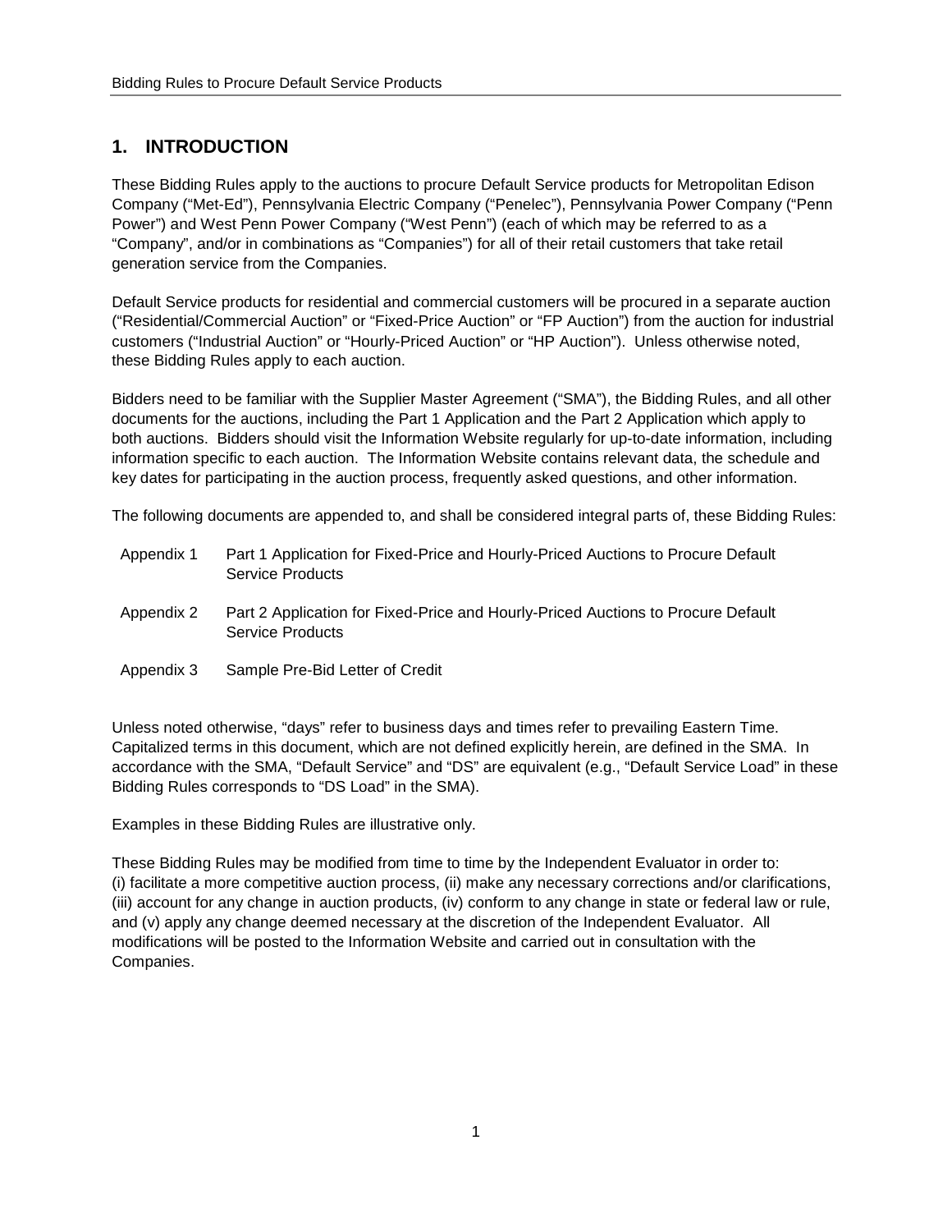# 1. INTRODUCTION

These Bidding Rules apply to the auctions to procure Default Service products for Metropolitan Edison Company ("Met-Ed"), Pennsylvania Electric Company ("Penelec"), Pennsylvania Power Company ("Penn Power") and West Penn Power Company ("West Penn") (each of which may be referred to as a "Company", and/or in combinations as "Companies") for all of their retail customers that take retail generation service from the Companies.

Default Service products for residential and commercial customers will be procured in a separate auction ("Residential/Commercial Auction" or "Fixed-Price Auction" or "FP Auction") from the auction for industrial customers ("Industrial Auction" or "Hourly-Priced Auction" or "HP Auction"). Unless otherwise noted, these Bidding Rules apply to each auction.

Bidders need to be familiar with the Supplier Master Agreement ("SMA"), the Bidding Rules, and all other documents for the auctions, including the Part 1 Application and the Part 2 Application which apply to both auctions. Bidders should visit the Information Website regularly for up-to-date information, including information specific to each auction. The Information Website contains relevant data, the schedule and key dates for participating in the auction process, frequently asked questions, and other information.

The following documents are appended to, and shall be considered integral parts of, these Bidding Rules:

| | |
|---|---|
| Appendix 1 | Part 1 Application for Fixed-Price and Hourly-Priced Auctions to Procure Default Service Products |
| Appendix 2 | Part 2 Application for Fixed-Price and Hourly-Priced Auctions to Procure Default Service Products |
| Appendix 3 | Sample Pre-Bid Letter of Credit |

Unless noted otherwise, "days" refer to business days and times refer to prevailing Eastern Time. Capitalized terms in this document, which are not defined explicitly herein, are defined in the SMA. In accordance with the SMA, "Default Service" and "DS" are equivalent (e.g., "Default Service Load" in these Bidding Rules corresponds to "DS Load" in the SMA).

Examples in these Bidding Rules are illustrative only.

These Bidding Rules may be modified from time to time by the Independent Evaluator in order to: (i) facilitate a more competitive auction process, (ii) make any necessary corrections and/or clarifications, (iii) account for any change in auction products, (iv) conform to any change in state or federal law or rule, and (v) apply any change deemed necessary at the discretion of the Independent Evaluator. All modifications will be posted to the Information Website and carried out in consultation with the Companies.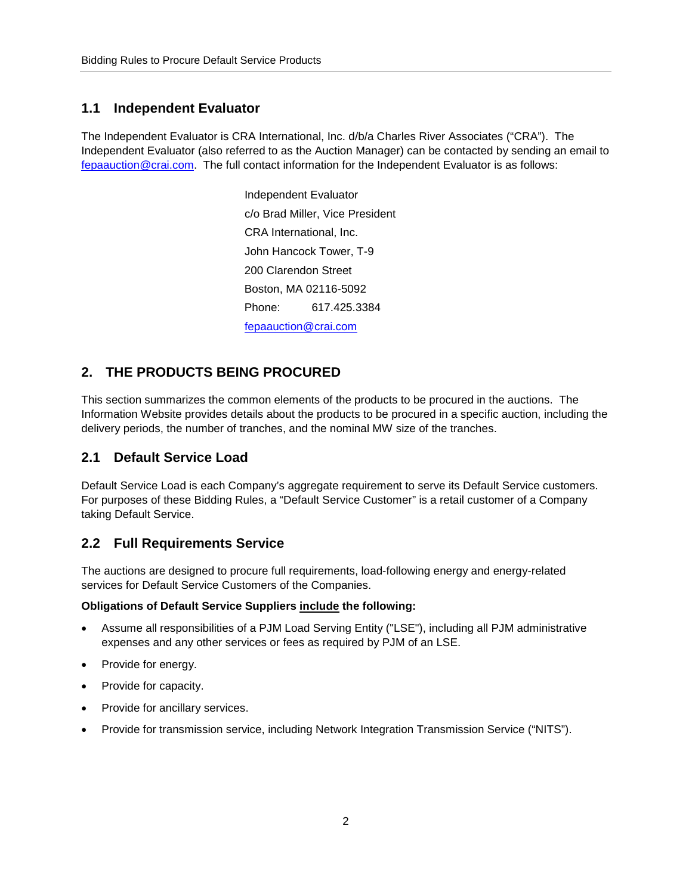## 1.1 Independent Evaluator

The Independent Evaluator is CRA International, Inc. d/b/a Charles River Associates ("CRA"). The Independent Evaluator (also referred to as the Auction Manager) can be contacted by sending an email to fepaauction@crai.com. The full contact information for the Independent Evaluator is as follows:

Independent Evaluator
c/o Brad Miller, Vice President
CRA International, Inc.
John Hancock Tower, T-9
200 Clarendon Street
Boston, MA 02116-5092
Phone: 617.425.3384
fepaauction@crai.com

# 2. THE PRODUCTS BEING PROCURED

This section summarizes the common elements of the products to be procured in the auctions. The Information Website provides details about the products to be procured in a specific auction, including the delivery periods, the number of tranches, and the nominal MW size of the tranches.

## 2.1 Default Service Load

Default Service Load is each Company's aggregate requirement to serve its Default Service customers. For purposes of these Bidding Rules, a "Default Service Customer" is a retail customer of a Company taking Default Service.

## 2.2 Full Requirements Service

The auctions are designed to procure full requirements, load-following energy and energy-related services for Default Service Customers of the Companies.

**Obligations of Default Service Suppliers include the following:**

- Assume all responsibilities of a PJM Load Serving Entity ("LSE"), including all PJM administrative expenses and any other services or fees as required by PJM of an LSE.
- Provide for energy.
- Provide for capacity.
- Provide for ancillary services.
- Provide for transmission service, including Network Integration Transmission Service ("NITS").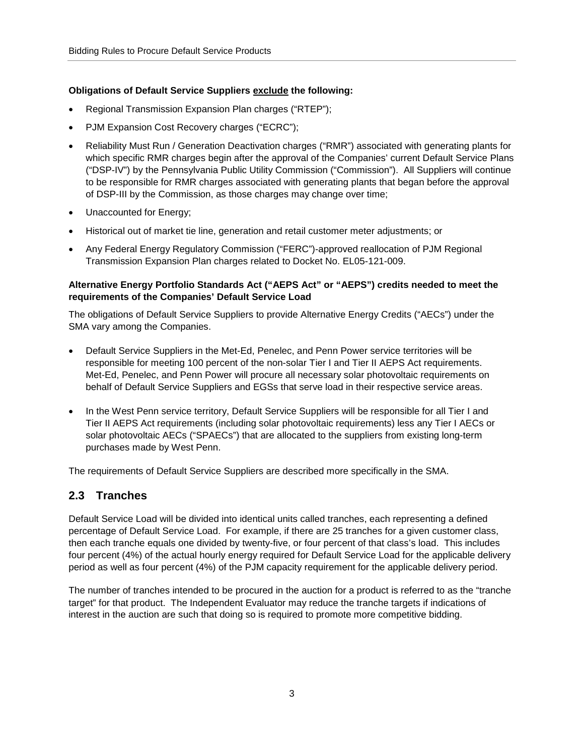**Obligations of Default Service Suppliers <u>exclude</u> the following:**

- Regional Transmission Expansion Plan charges ("RTEP");
- PJM Expansion Cost Recovery charges ("ECRC");
- Reliability Must Run / Generation Deactivation charges ("RMR") associated with generating plants for which specific RMR charges begin after the approval of the Companies' current Default Service Plans ("DSP-IV") by the Pennsylvania Public Utility Commission ("Commission"). All Suppliers will continue to be responsible for RMR charges associated with generating plants that began before the approval of DSP-III by the Commission, as those charges may change over time;
- Unaccounted for Energy;
- Historical out of market tie line, generation and retail customer meter adjustments; or
- Any Federal Energy Regulatory Commission ("FERC")-approved reallocation of PJM Regional Transmission Expansion Plan charges related to Docket No. EL05-121-009.

**Alternative Energy Portfolio Standards Act ("AEPS Act" or "AEPS") credits needed to meet the requirements of the Companies' Default Service Load**

The obligations of Default Service Suppliers to provide Alternative Energy Credits ("AECs") under the SMA vary among the Companies.

- Default Service Suppliers in the Met-Ed, Penelec, and Penn Power service territories will be responsible for meeting 100 percent of the non-solar Tier I and Tier II AEPS Act requirements. Met-Ed, Penelec, and Penn Power will procure all necessary solar photovoltaic requirements on behalf of Default Service Suppliers and EGSs that serve load in their respective service areas.

- In the West Penn service territory, Default Service Suppliers will be responsible for all Tier I and Tier II AEPS Act requirements (including solar photovoltaic requirements) less any Tier I AECs or solar photovoltaic AECs ("SPAECs") that are allocated to the suppliers from existing long-term purchases made by West Penn.

The requirements of Default Service Suppliers are described more specifically in the SMA.

## 2.3 Tranches

Default Service Load will be divided into identical units called tranches, each representing a defined percentage of Default Service Load. For example, if there are 25 tranches for a given customer class, then each tranche equals one divided by twenty-five, or four percent of that class's load. This includes four percent (4%) of the actual hourly energy required for Default Service Load for the applicable delivery period as well as four percent (4%) of the PJM capacity requirement for the applicable delivery period.

The number of tranches intended to be procured in the auction for a product is referred to as the "tranche target" for that product. The Independent Evaluator may reduce the tranche targets if indications of interest in the auction are such that doing so is required to promote more competitive bidding.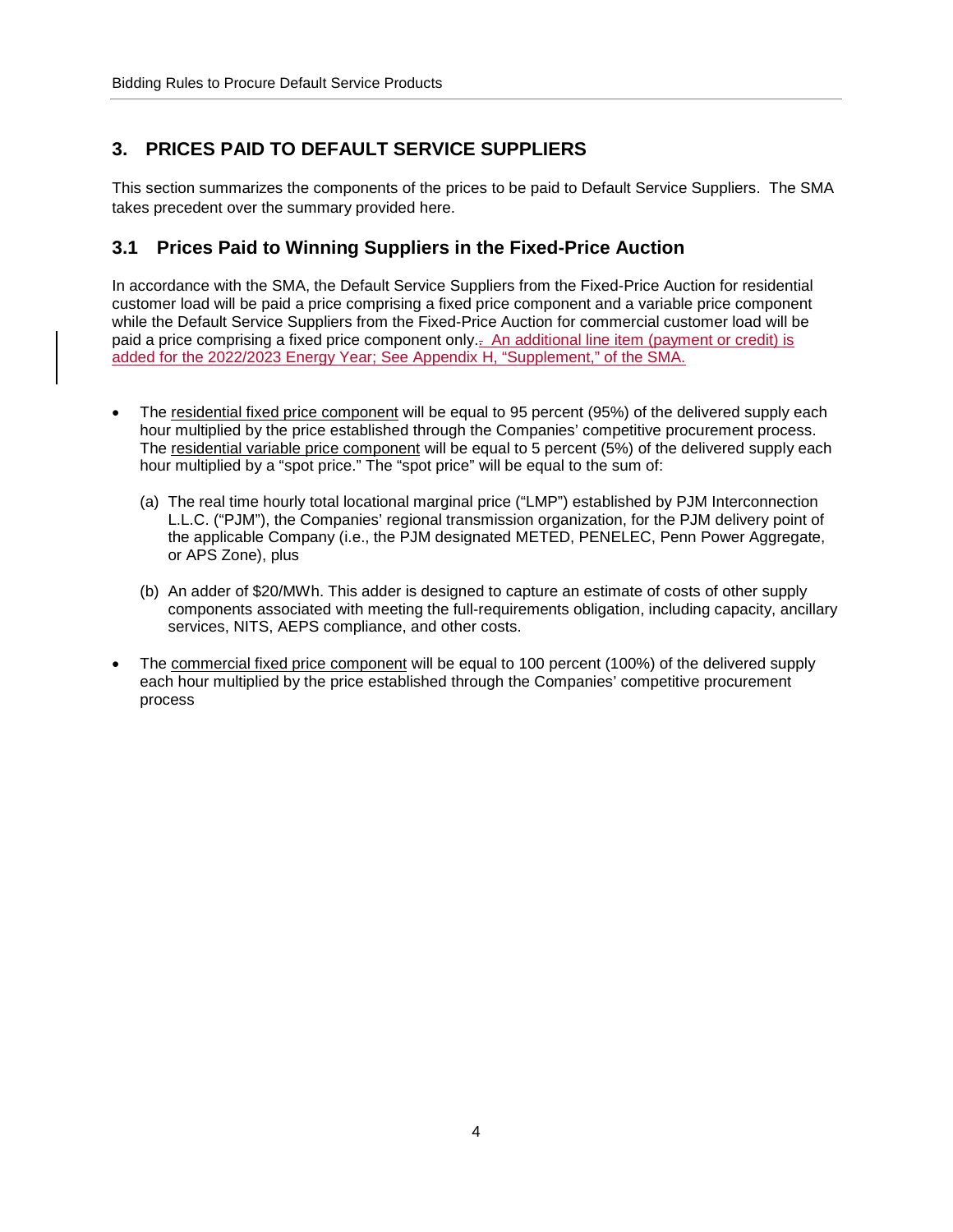## 3. PRICES PAID TO DEFAULT SERVICE SUPPLIERS

This section summarizes the components of the prices to be paid to Default Service Suppliers. The SMA takes precedent over the summary provided here.

### 3.1 Prices Paid to Winning Suppliers in the Fixed-Price Auction

In accordance with the SMA, the Default Service Suppliers from the Fixed-Price Auction for residential customer load will be paid a price comprising a fixed price component and a variable price component while the Default Service Suppliers from the Fixed-Price Auction for commercial customer load will be paid a price comprising a fixed price component only.. An additional line item (payment or credit) is added for the 2022/2023 Energy Year; See Appendix H, "Supplement," of the SMA.

- The residential fixed price component will be equal to 95 percent (95%) of the delivered supply each hour multiplied by the price established through the Companies' competitive procurement process. The residential variable price component will be equal to 5 percent (5%) of the delivered supply each hour multiplied by a "spot price." The "spot price" will be equal to the sum of:

  (a) The real time hourly total locational marginal price ("LMP") established by PJM Interconnection L.L.C. ("PJM"), the Companies' regional transmission organization, for the PJM delivery point of the applicable Company (i.e., the PJM designated METED, PENELEC, Penn Power Aggregate, or APS Zone), plus

  (b) An adder of $20/MWh. This adder is designed to capture an estimate of costs of other supply components associated with meeting the full-requirements obligation, including capacity, ancillary services, NITS, AEPS compliance, and other costs.

- The commercial fixed price component will be equal to 100 percent (100%) of the delivered supply each hour multiplied by the price established through the Companies' competitive procurement process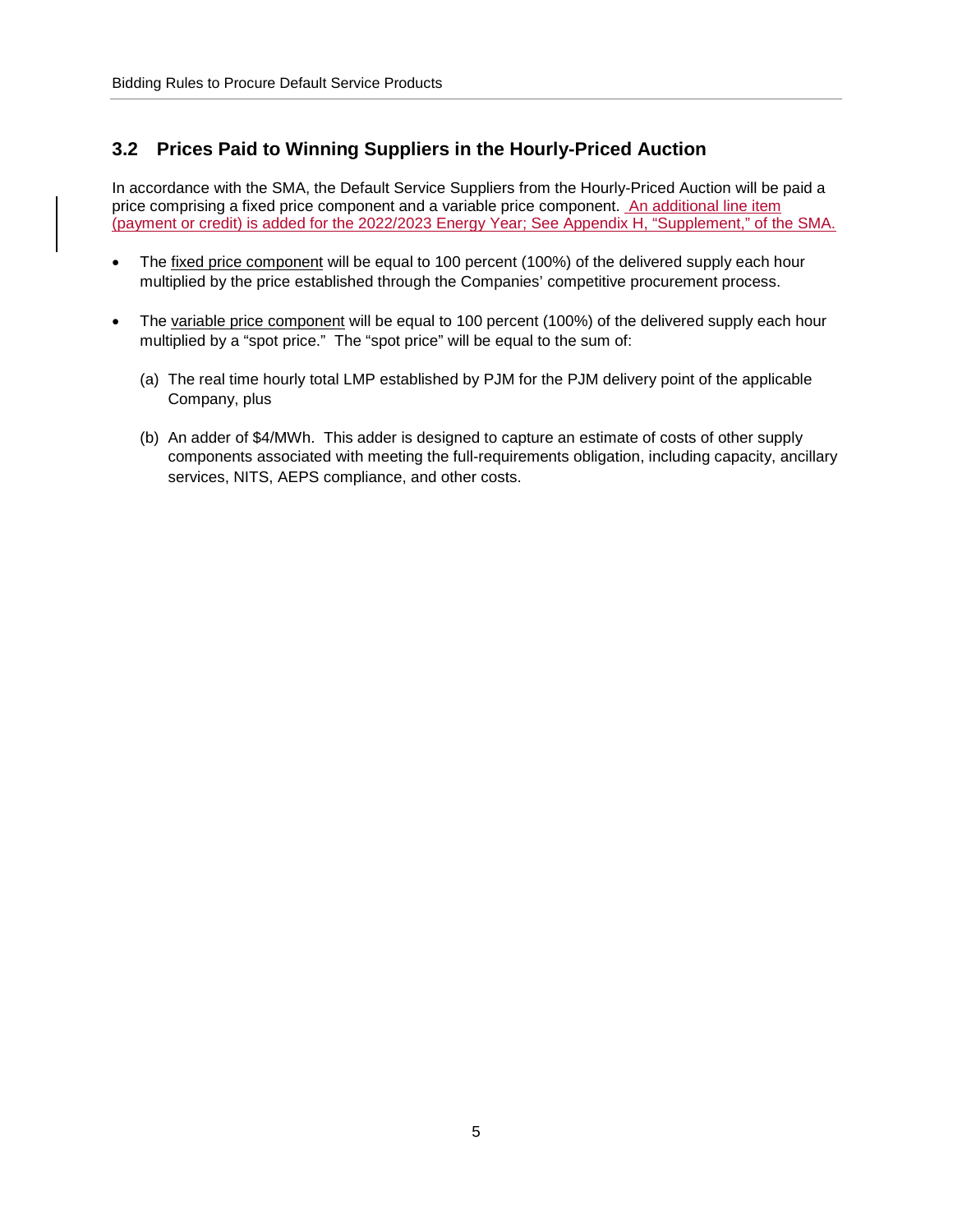## 3.2 Prices Paid to Winning Suppliers in the Hourly-Priced Auction

In accordance with the SMA, the Default Service Suppliers from the Hourly-Priced Auction will be paid a price comprising a fixed price component and a variable price component. An additional line item (payment or credit) is added for the 2022/2023 Energy Year; See Appendix H, "Supplement," of the SMA.

- The fixed price component will be equal to 100 percent (100%) of the delivered supply each hour multiplied by the price established through the Companies' competitive procurement process.

- The variable price component will be equal to 100 percent (100%) of the delivered supply each hour multiplied by a "spot price." The "spot price" will be equal to the sum of:

  (a) The real time hourly total LMP established by PJM for the PJM delivery point of the applicable Company, plus

  (b) An adder of $4/MWh. This adder is designed to capture an estimate of costs of other supply components associated with meeting the full-requirements obligation, including capacity, ancillary services, NITS, AEPS compliance, and other costs.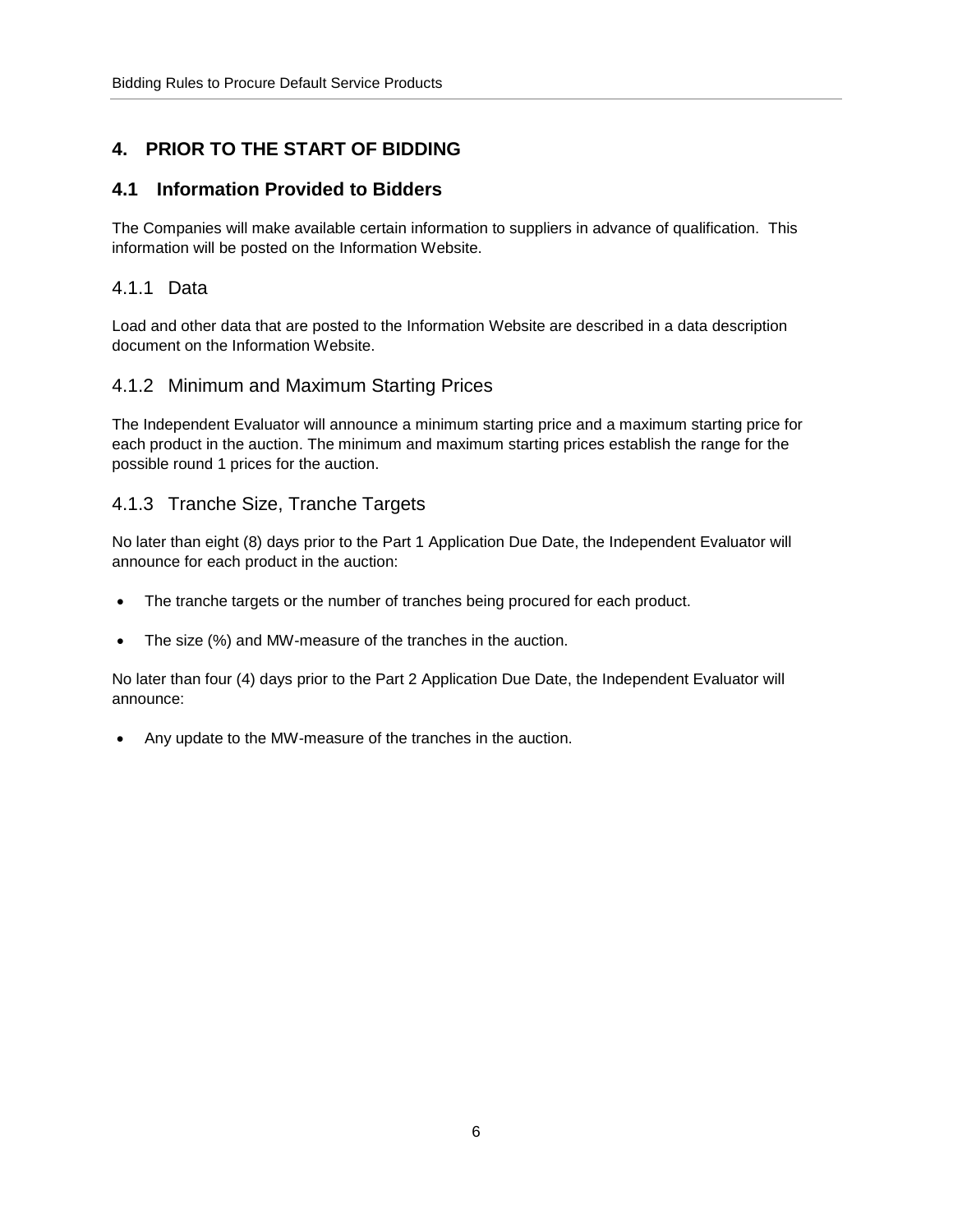# 4. PRIOR TO THE START OF BIDDING

## 4.1 Information Provided to Bidders

The Companies will make available certain information to suppliers in advance of qualification. This information will be posted on the Information Website.

### 4.1.1 Data

Load and other data that are posted to the Information Website are described in a data description document on the Information Website.

### 4.1.2 Minimum and Maximum Starting Prices

The Independent Evaluator will announce a minimum starting price and a maximum starting price for each product in the auction. The minimum and maximum starting prices establish the range for the possible round 1 prices for the auction.

### 4.1.3 Tranche Size, Tranche Targets

No later than eight (8) days prior to the Part 1 Application Due Date, the Independent Evaluator will announce for each product in the auction:

- The tranche targets or the number of tranches being procured for each product.
- The size (%) and MW-measure of the tranches in the auction.

No later than four (4) days prior to the Part 2 Application Due Date, the Independent Evaluator will announce:

- Any update to the MW-measure of the tranches in the auction.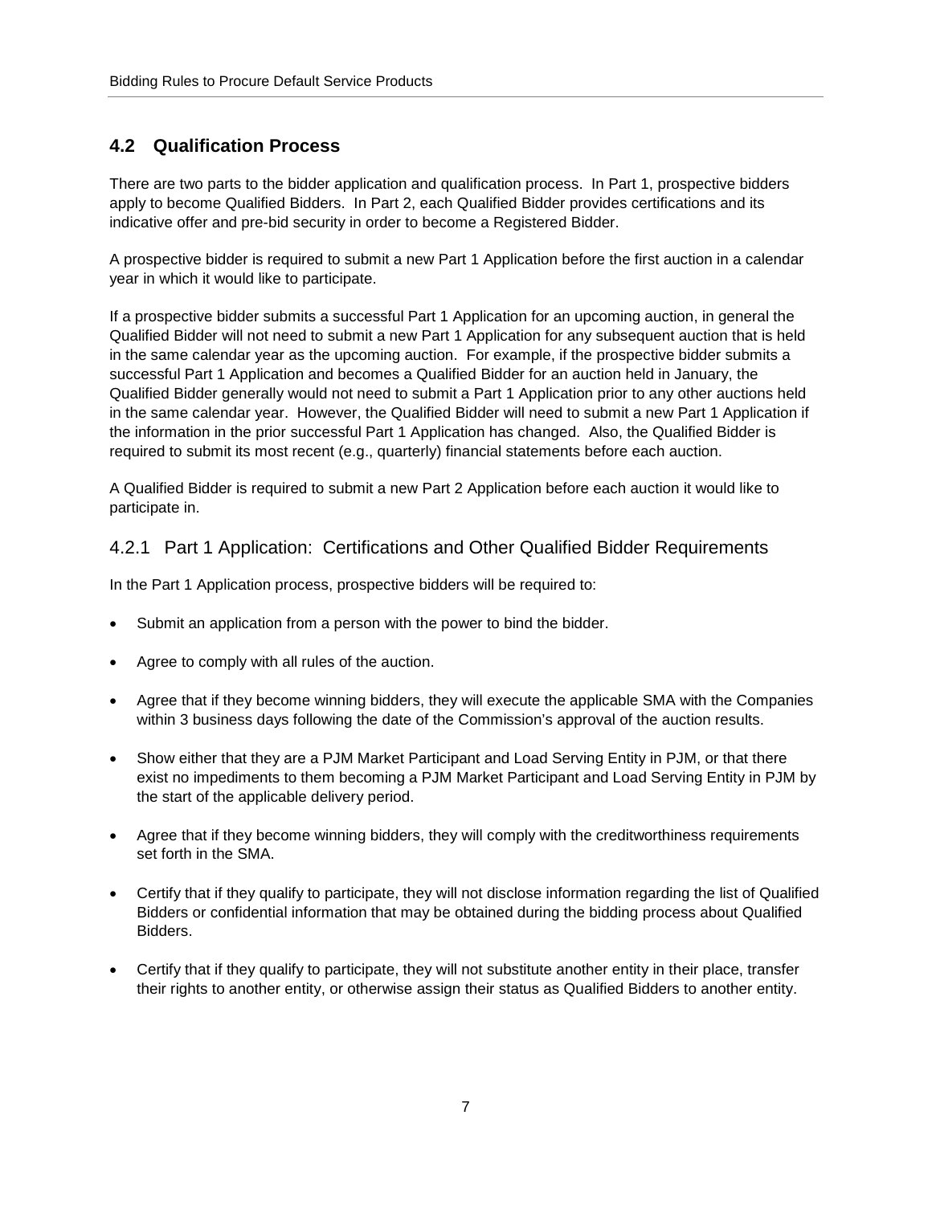## 4.2 Qualification Process

There are two parts to the bidder application and qualification process. In Part 1, prospective bidders apply to become Qualified Bidders. In Part 2, each Qualified Bidder provides certifications and its indicative offer and pre-bid security in order to become a Registered Bidder.

A prospective bidder is required to submit a new Part 1 Application before the first auction in a calendar year in which it would like to participate.

If a prospective bidder submits a successful Part 1 Application for an upcoming auction, in general the Qualified Bidder will not need to submit a new Part 1 Application for any subsequent auction that is held in the same calendar year as the upcoming auction. For example, if the prospective bidder submits a successful Part 1 Application and becomes a Qualified Bidder for an auction held in January, the Qualified Bidder generally would not need to submit a Part 1 Application prior to any other auctions held in the same calendar year. However, the Qualified Bidder will need to submit a new Part 1 Application if the information in the prior successful Part 1 Application has changed. Also, the Qualified Bidder is required to submit its most recent (e.g., quarterly) financial statements before each auction.

A Qualified Bidder is required to submit a new Part 2 Application before each auction it would like to participate in.

### 4.2.1 Part 1 Application: Certifications and Other Qualified Bidder Requirements

In the Part 1 Application process, prospective bidders will be required to:

- Submit an application from a person with the power to bind the bidder.
- Agree to comply with all rules of the auction.
- Agree that if they become winning bidders, they will execute the applicable SMA with the Companies within 3 business days following the date of the Commission's approval of the auction results.
- Show either that they are a PJM Market Participant and Load Serving Entity in PJM, or that there exist no impediments to them becoming a PJM Market Participant and Load Serving Entity in PJM by the start of the applicable delivery period.
- Agree that if they become winning bidders, they will comply with the creditworthiness requirements set forth in the SMA.
- Certify that if they qualify to participate, they will not disclose information regarding the list of Qualified Bidders or confidential information that may be obtained during the bidding process about Qualified Bidders.
- Certify that if they qualify to participate, they will not substitute another entity in their place, transfer their rights to another entity, or otherwise assign their status as Qualified Bidders to another entity.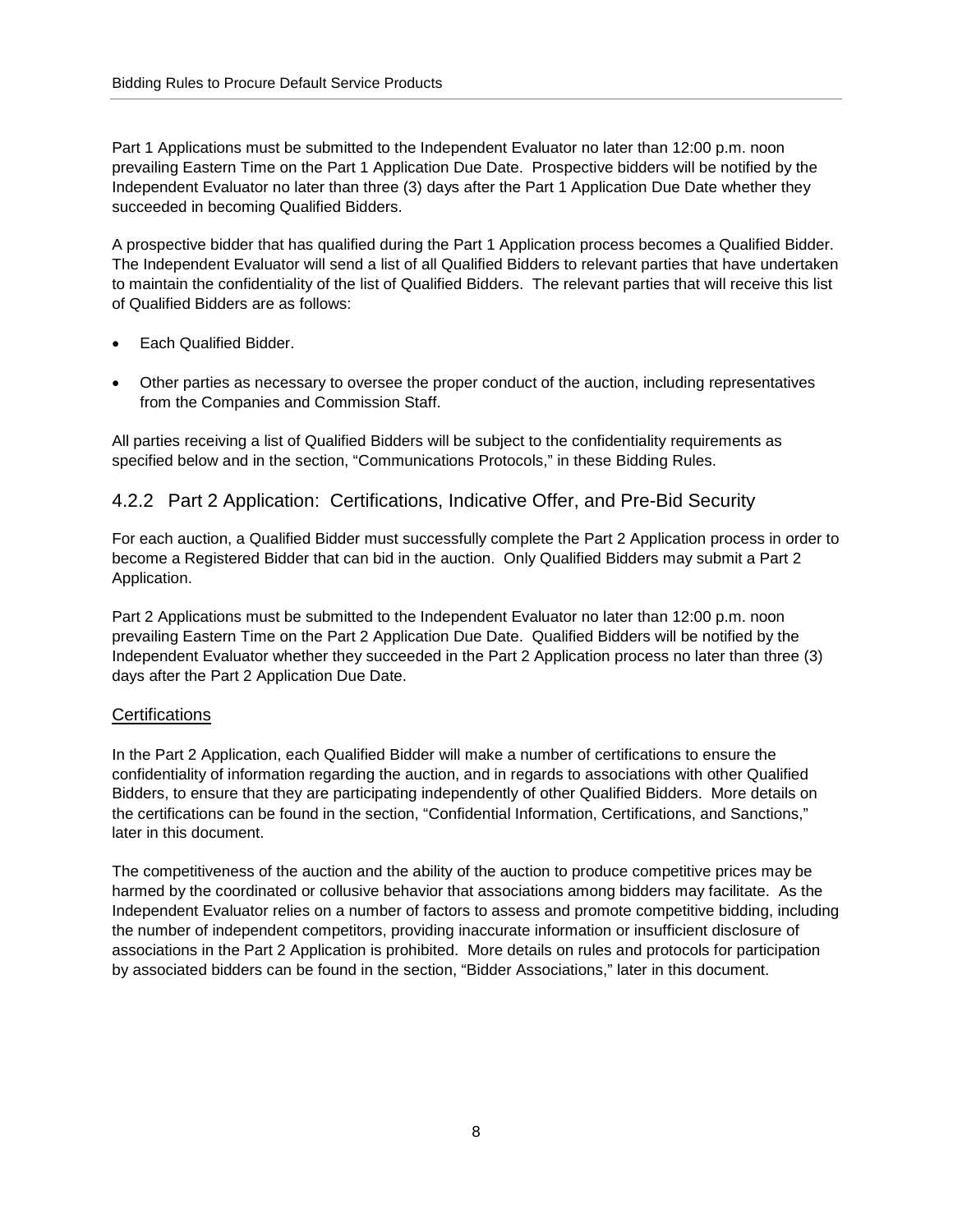Part 1 Applications must be submitted to the Independent Evaluator no later than 12:00 p.m. noon prevailing Eastern Time on the Part 1 Application Due Date. Prospective bidders will be notified by the Independent Evaluator no later than three (3) days after the Part 1 Application Due Date whether they succeeded in becoming Qualified Bidders.

A prospective bidder that has qualified during the Part 1 Application process becomes a Qualified Bidder. The Independent Evaluator will send a list of all Qualified Bidders to relevant parties that have undertaken to maintain the confidentiality of the list of Qualified Bidders. The relevant parties that will receive this list of Qualified Bidders are as follows:

- Each Qualified Bidder.
- Other parties as necessary to oversee the proper conduct of the auction, including representatives from the Companies and Commission Staff.

All parties receiving a list of Qualified Bidders will be subject to the confidentiality requirements as specified below and in the section, "Communications Protocols," in these Bidding Rules.

### 4.2.2 Part 2 Application: Certifications, Indicative Offer, and Pre-Bid Security

For each auction, a Qualified Bidder must successfully complete the Part 2 Application process in order to become a Registered Bidder that can bid in the auction. Only Qualified Bidders may submit a Part 2 Application.

Part 2 Applications must be submitted to the Independent Evaluator no later than 12:00 p.m. noon prevailing Eastern Time on the Part 2 Application Due Date. Qualified Bidders will be notified by the Independent Evaluator whether they succeeded in the Part 2 Application process no later than three (3) days after the Part 2 Application Due Date.

#### Certifications

In the Part 2 Application, each Qualified Bidder will make a number of certifications to ensure the confidentiality of information regarding the auction, and in regards to associations with other Qualified Bidders, to ensure that they are participating independently of other Qualified Bidders. More details on the certifications can be found in the section, "Confidential Information, Certifications, and Sanctions," later in this document.

The competitiveness of the auction and the ability of the auction to produce competitive prices may be harmed by the coordinated or collusive behavior that associations among bidders may facilitate. As the Independent Evaluator relies on a number of factors to assess and promote competitive bidding, including the number of independent competitors, providing inaccurate information or insufficient disclosure of associations in the Part 2 Application is prohibited. More details on rules and protocols for participation by associated bidders can be found in the section, "Bidder Associations," later in this document.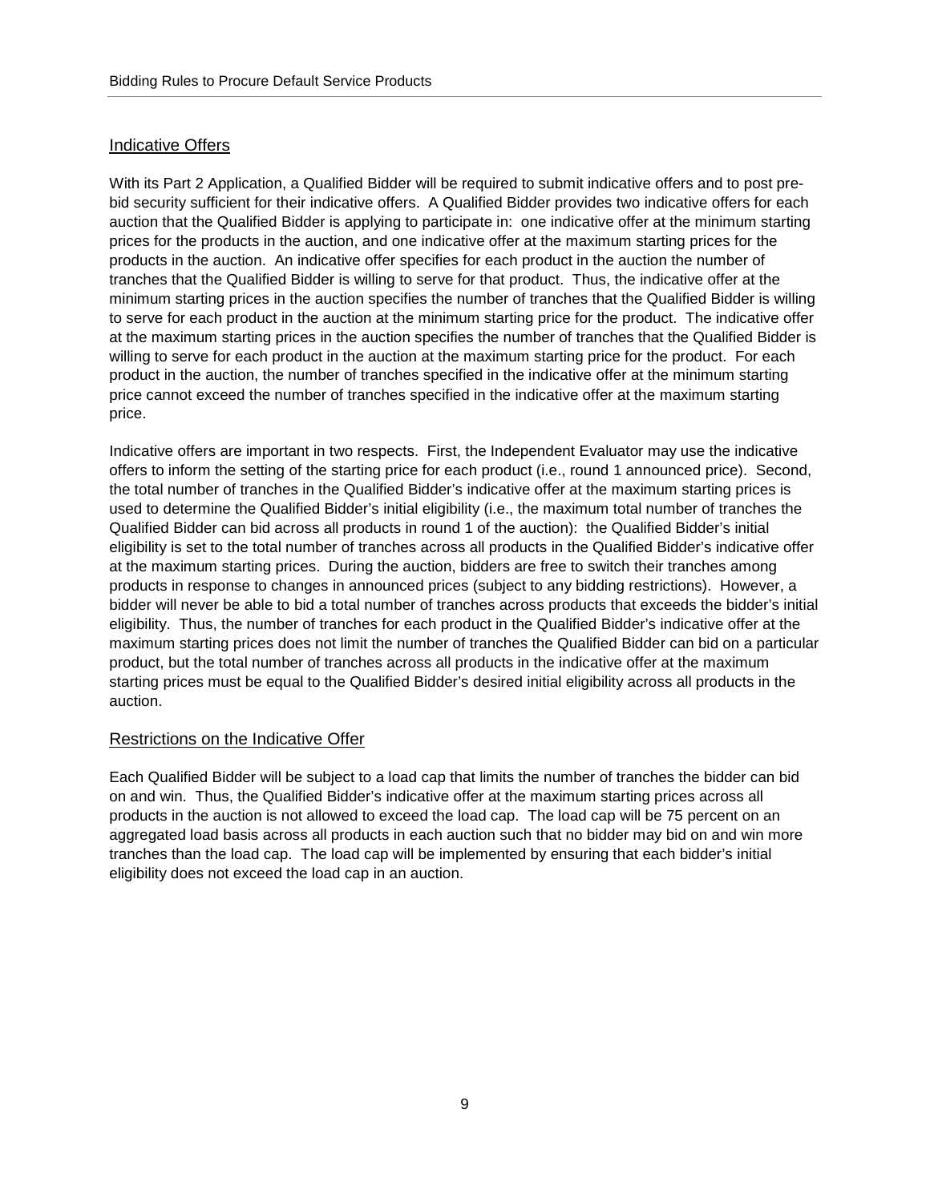## Indicative Offers

With its Part 2 Application, a Qualified Bidder will be required to submit indicative offers and to post pre-bid security sufficient for their indicative offers. A Qualified Bidder provides two indicative offers for each auction that the Qualified Bidder is applying to participate in: one indicative offer at the minimum starting prices for the products in the auction, and one indicative offer at the maximum starting prices for the products in the auction. An indicative offer specifies for each product in the auction the number of tranches that the Qualified Bidder is willing to serve for that product. Thus, the indicative offer at the minimum starting prices in the auction specifies the number of tranches that the Qualified Bidder is willing to serve for each product in the auction at the minimum starting price for the product. The indicative offer at the maximum starting prices in the auction specifies the number of tranches that the Qualified Bidder is willing to serve for each product in the auction at the maximum starting price for the product. For each product in the auction, the number of tranches specified in the indicative offer at the minimum starting price cannot exceed the number of tranches specified in the indicative offer at the maximum starting price.

Indicative offers are important in two respects. First, the Independent Evaluator may use the indicative offers to inform the setting of the starting price for each product (i.e., round 1 announced price). Second, the total number of tranches in the Qualified Bidder's indicative offer at the maximum starting prices is used to determine the Qualified Bidder's initial eligibility (i.e., the maximum total number of tranches the Qualified Bidder can bid across all products in round 1 of the auction): the Qualified Bidder's initial eligibility is set to the total number of tranches across all products in the Qualified Bidder's indicative offer at the maximum starting prices. During the auction, bidders are free to switch their tranches among products in response to changes in announced prices (subject to any bidding restrictions). However, a bidder will never be able to bid a total number of tranches across products that exceeds the bidder's initial eligibility. Thus, the number of tranches for each product in the Qualified Bidder's indicative offer at the maximum starting prices does not limit the number of tranches the Qualified Bidder can bid on a particular product, but the total number of tranches across all products in the indicative offer at the maximum starting prices must be equal to the Qualified Bidder's desired initial eligibility across all products in the auction.

## Restrictions on the Indicative Offer

Each Qualified Bidder will be subject to a load cap that limits the number of tranches the bidder can bid on and win. Thus, the Qualified Bidder's indicative offer at the maximum starting prices across all products in the auction is not allowed to exceed the load cap. The load cap will be 75 percent on an aggregated load basis across all products in each auction such that no bidder may bid on and win more tranches than the load cap. The load cap will be implemented by ensuring that each bidder's initial eligibility does not exceed the load cap in an auction.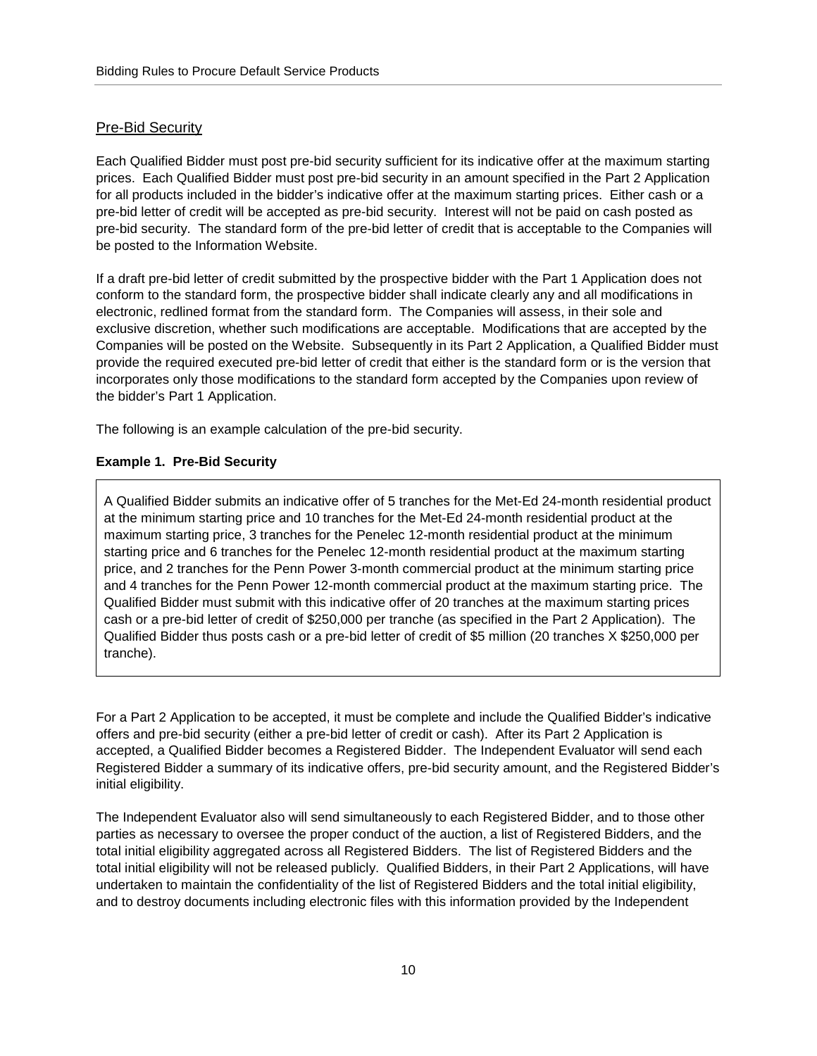## Pre-Bid Security

Each Qualified Bidder must post pre-bid security sufficient for its indicative offer at the maximum starting prices. Each Qualified Bidder must post pre-bid security in an amount specified in the Part 2 Application for all products included in the bidder's indicative offer at the maximum starting prices. Either cash or a pre-bid letter of credit will be accepted as pre-bid security. Interest will not be paid on cash posted as pre-bid security. The standard form of the pre-bid letter of credit that is acceptable to the Companies will be posted to the Information Website.

If a draft pre-bid letter of credit submitted by the prospective bidder with the Part 1 Application does not conform to the standard form, the prospective bidder shall indicate clearly any and all modifications in electronic, redlined format from the standard form. The Companies will assess, in their sole and exclusive discretion, whether such modifications are acceptable. Modifications that are accepted by the Companies will be posted on the Website. Subsequently in its Part 2 Application, a Qualified Bidder must provide the required executed pre-bid letter of credit that either is the standard form or is the version that incorporates only those modifications to the standard form accepted by the Companies upon review of the bidder's Part 1 Application.

The following is an example calculation of the pre-bid security.

**Example 1. Pre-Bid Security**

> A Qualified Bidder submits an indicative offer of 5 tranches for the Met-Ed 24-month residential product at the minimum starting price and 10 tranches for the Met-Ed 24-month residential product at the maximum starting price, 3 tranches for the Penelec 12-month residential product at the minimum starting price and 6 tranches for the Penelec 12-month residential product at the maximum starting price, and 2 tranches for the Penn Power 3-month commercial product at the minimum starting price and 4 tranches for the Penn Power 12-month commercial product at the maximum starting price. The Qualified Bidder must submit with this indicative offer of 20 tranches at the maximum starting prices cash or a pre-bid letter of credit of \$250,000 per tranche (as specified in the Part 2 Application). The Qualified Bidder thus posts cash or a pre-bid letter of credit of \$5 million (20 tranches X \$250,000 per tranche).

For a Part 2 Application to be accepted, it must be complete and include the Qualified Bidder's indicative offers and pre-bid security (either a pre-bid letter of credit or cash). After its Part 2 Application is accepted, a Qualified Bidder becomes a Registered Bidder. The Independent Evaluator will send each Registered Bidder a summary of its indicative offers, pre-bid security amount, and the Registered Bidder's initial eligibility.

The Independent Evaluator also will send simultaneously to each Registered Bidder, and to those other parties as necessary to oversee the proper conduct of the auction, a list of Registered Bidders, and the total initial eligibility aggregated across all Registered Bidders. The list of Registered Bidders and the total initial eligibility will not be released publicly. Qualified Bidders, in their Part 2 Applications, will have undertaken to maintain the confidentiality of the list of Registered Bidders and the total initial eligibility, and to destroy documents including electronic files with this information provided by the Independent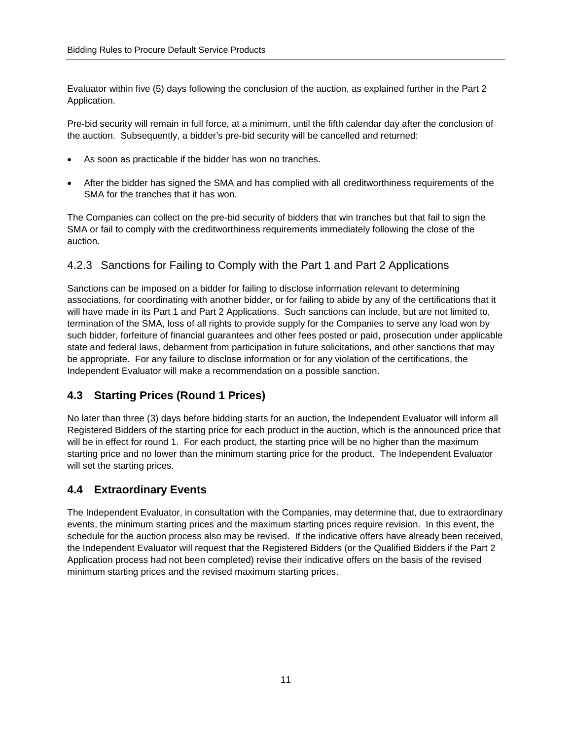Evaluator within five (5) days following the conclusion of the auction, as explained further in the Part 2 Application.

Pre-bid security will remain in full force, at a minimum, until the fifth calendar day after the conclusion of the auction. Subsequently, a bidder's pre-bid security will be cancelled and returned:

- As soon as practicable if the bidder has won no tranches.
- After the bidder has signed the SMA and has complied with all creditworthiness requirements of the SMA for the tranches that it has won.

The Companies can collect on the pre-bid security of bidders that win tranches but that fail to sign the SMA or fail to comply with the creditworthiness requirements immediately following the close of the auction.

### 4.2.3 Sanctions for Failing to Comply with the Part 1 and Part 2 Applications

Sanctions can be imposed on a bidder for failing to disclose information relevant to determining associations, for coordinating with another bidder, or for failing to abide by any of the certifications that it will have made in its Part 1 and Part 2 Applications. Such sanctions can include, but are not limited to, termination of the SMA, loss of all rights to provide supply for the Companies to serve any load won by such bidder, forfeiture of financial guarantees and other fees posted or paid, prosecution under applicable state and federal laws, debarment from participation in future solicitations, and other sanctions that may be appropriate. For any failure to disclose information or for any violation of the certifications, the Independent Evaluator will make a recommendation on a possible sanction.

## 4.3 Starting Prices (Round 1 Prices)

No later than three (3) days before bidding starts for an auction, the Independent Evaluator will inform all Registered Bidders of the starting price for each product in the auction, which is the announced price that will be in effect for round 1. For each product, the starting price will be no higher than the maximum starting price and no lower than the minimum starting price for the product. The Independent Evaluator will set the starting prices.

## 4.4 Extraordinary Events

The Independent Evaluator, in consultation with the Companies, may determine that, due to extraordinary events, the minimum starting prices and the maximum starting prices require revision. In this event, the schedule for the auction process also may be revised. If the indicative offers have already been received, the Independent Evaluator will request that the Registered Bidders (or the Qualified Bidders if the Part 2 Application process had not been completed) revise their indicative offers on the basis of the revised minimum starting prices and the revised maximum starting prices.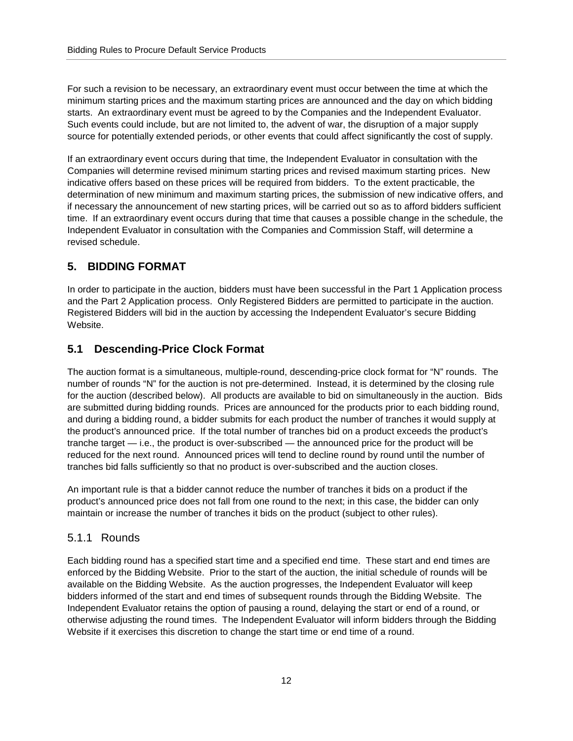For such a revision to be necessary, an extraordinary event must occur between the time at which the minimum starting prices and the maximum starting prices are announced and the day on which bidding starts. An extraordinary event must be agreed to by the Companies and the Independent Evaluator. Such events could include, but are not limited to, the advent of war, the disruption of a major supply source for potentially extended periods, or other events that could affect significantly the cost of supply.

If an extraordinary event occurs during that time, the Independent Evaluator in consultation with the Companies will determine revised minimum starting prices and revised maximum starting prices. New indicative offers based on these prices will be required from bidders. To the extent practicable, the determination of new minimum and maximum starting prices, the submission of new indicative offers, and if necessary the announcement of new starting prices, will be carried out so as to afford bidders sufficient time. If an extraordinary event occurs during that time that causes a possible change in the schedule, the Independent Evaluator in consultation with the Companies and Commission Staff, will determine a revised schedule.

## 5. BIDDING FORMAT

In order to participate in the auction, bidders must have been successful in the Part 1 Application process and the Part 2 Application process. Only Registered Bidders are permitted to participate in the auction. Registered Bidders will bid in the auction by accessing the Independent Evaluator's secure Bidding Website.

## 5.1 Descending-Price Clock Format

The auction format is a simultaneous, multiple-round, descending-price clock format for "N" rounds. The number of rounds "N" for the auction is not pre-determined. Instead, it is determined by the closing rule for the auction (described below). All products are available to bid on simultaneously in the auction. Bids are submitted during bidding rounds. Prices are announced for the products prior to each bidding round, and during a bidding round, a bidder submits for each product the number of tranches it would supply at the product's announced price. If the total number of tranches bid on a product exceeds the product's tranche target — i.e., the product is over-subscribed — the announced price for the product will be reduced for the next round. Announced prices will tend to decline round by round until the number of tranches bid falls sufficiently so that no product is over-subscribed and the auction closes.

An important rule is that a bidder cannot reduce the number of tranches it bids on a product if the product's announced price does not fall from one round to the next; in this case, the bidder can only maintain or increase the number of tranches it bids on the product (subject to other rules).

### 5.1.1 Rounds

Each bidding round has a specified start time and a specified end time. These start and end times are enforced by the Bidding Website. Prior to the start of the auction, the initial schedule of rounds will be available on the Bidding Website. As the auction progresses, the Independent Evaluator will keep bidders informed of the start and end times of subsequent rounds through the Bidding Website. The Independent Evaluator retains the option of pausing a round, delaying the start or end of a round, or otherwise adjusting the round times. The Independent Evaluator will inform bidders through the Bidding Website if it exercises this discretion to change the start time or end time of a round.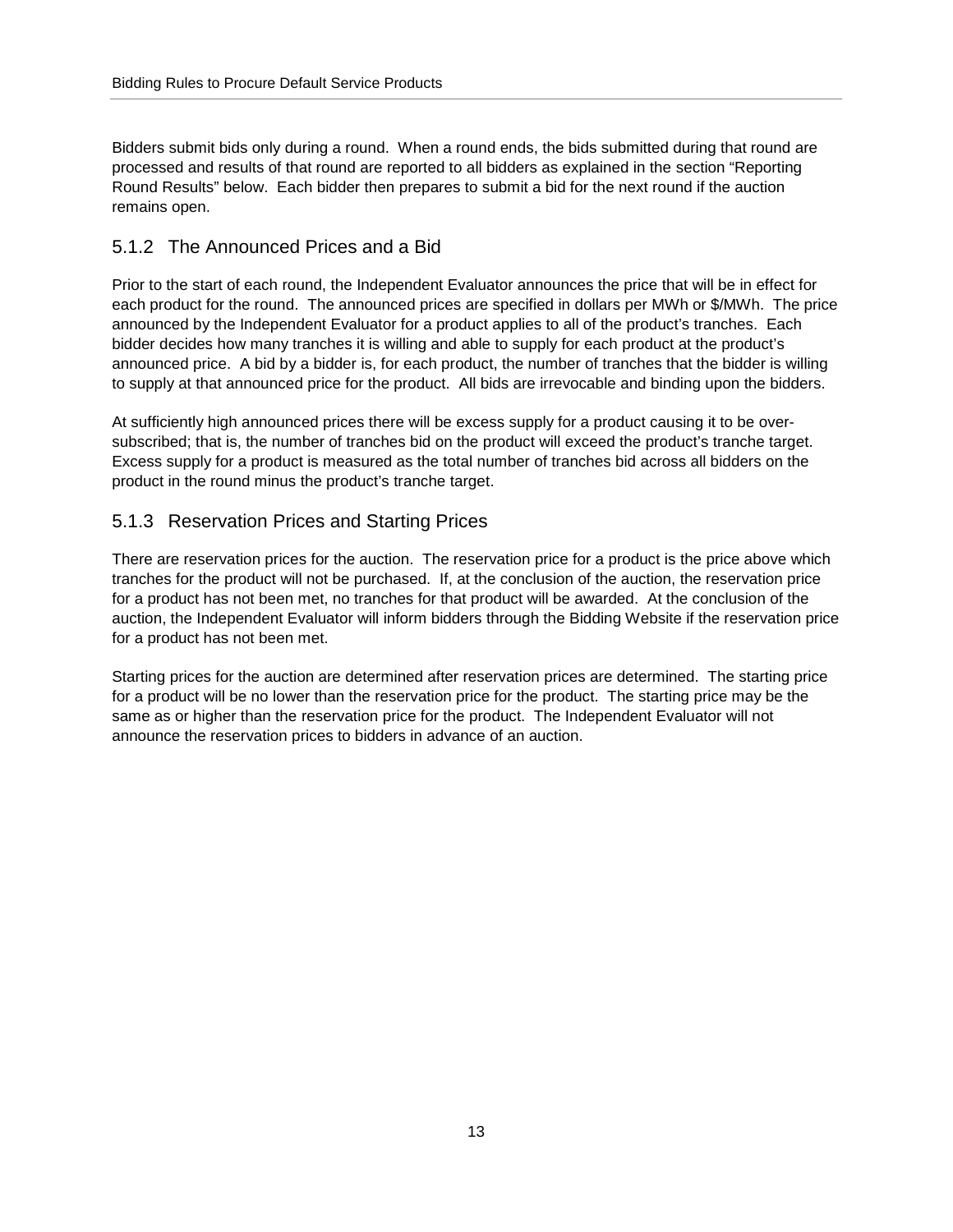Bidders submit bids only during a round. When a round ends, the bids submitted during that round are processed and results of that round are reported to all bidders as explained in the section "Reporting Round Results" below. Each bidder then prepares to submit a bid for the next round if the auction remains open.

### 5.1.2 The Announced Prices and a Bid

Prior to the start of each round, the Independent Evaluator announces the price that will be in effect for each product for the round. The announced prices are specified in dollars per MWh or $/MWh. The price announced by the Independent Evaluator for a product applies to all of the product's tranches. Each bidder decides how many tranches it is willing and able to supply for each product at the product's announced price. A bid by a bidder is, for each product, the number of tranches that the bidder is willing to supply at that announced price for the product. All bids are irrevocable and binding upon the bidders.

At sufficiently high announced prices there will be excess supply for a product causing it to be over-subscribed; that is, the number of tranches bid on the product will exceed the product's tranche target. Excess supply for a product is measured as the total number of tranches bid across all bidders on the product in the round minus the product's tranche target.

### 5.1.3 Reservation Prices and Starting Prices

There are reservation prices for the auction. The reservation price for a product is the price above which tranches for the product will not be purchased. If, at the conclusion of the auction, the reservation price for a product has not been met, no tranches for that product will be awarded. At the conclusion of the auction, the Independent Evaluator will inform bidders through the Bidding Website if the reservation price for a product has not been met.

Starting prices for the auction are determined after reservation prices are determined. The starting price for a product will be no lower than the reservation price for the product. The starting price may be the same as or higher than the reservation price for the product. The Independent Evaluator will not announce the reservation prices to bidders in advance of an auction.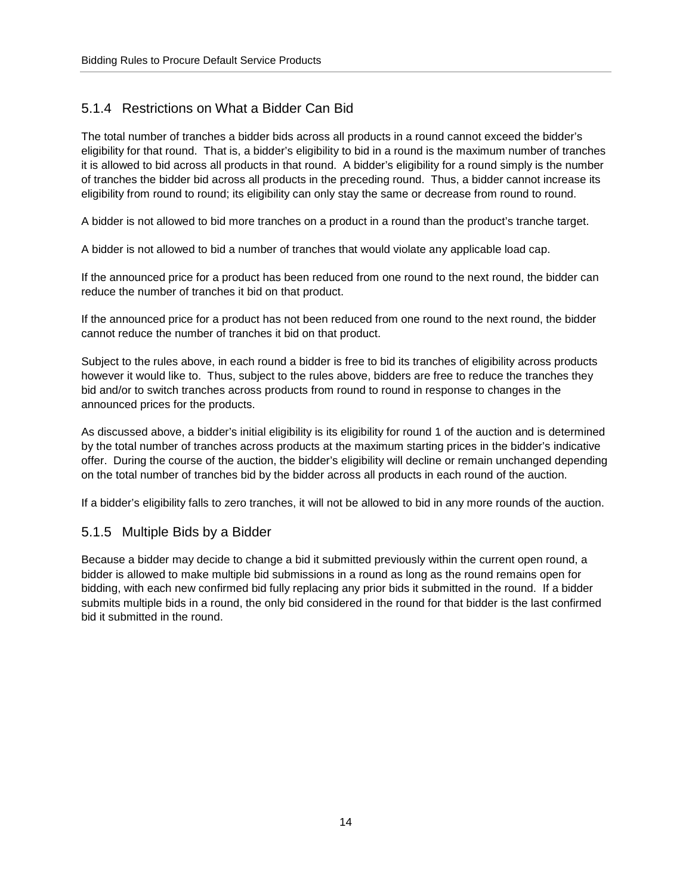### 5.1.4 Restrictions on What a Bidder Can Bid

The total number of tranches a bidder bids across all products in a round cannot exceed the bidder's eligibility for that round. That is, a bidder's eligibility to bid in a round is the maximum number of tranches it is allowed to bid across all products in that round. A bidder's eligibility for a round simply is the number of tranches the bidder bid across all products in the preceding round. Thus, a bidder cannot increase its eligibility from round to round; its eligibility can only stay the same or decrease from round to round.

A bidder is not allowed to bid more tranches on a product in a round than the product's tranche target.

A bidder is not allowed to bid a number of tranches that would violate any applicable load cap.

If the announced price for a product has been reduced from one round to the next round, the bidder can reduce the number of tranches it bid on that product.

If the announced price for a product has not been reduced from one round to the next round, the bidder cannot reduce the number of tranches it bid on that product.

Subject to the rules above, in each round a bidder is free to bid its tranches of eligibility across products however it would like to. Thus, subject to the rules above, bidders are free to reduce the tranches they bid and/or to switch tranches across products from round to round in response to changes in the announced prices for the products.

As discussed above, a bidder's initial eligibility is its eligibility for round 1 of the auction and is determined by the total number of tranches across products at the maximum starting prices in the bidder's indicative offer. During the course of the auction, the bidder's eligibility will decline or remain unchanged depending on the total number of tranches bid by the bidder across all products in each round of the auction.

If a bidder's eligibility falls to zero tranches, it will not be allowed to bid in any more rounds of the auction.

### 5.1.5 Multiple Bids by a Bidder

Because a bidder may decide to change a bid it submitted previously within the current open round, a bidder is allowed to make multiple bid submissions in a round as long as the round remains open for bidding, with each new confirmed bid fully replacing any prior bids it submitted in the round. If a bidder submits multiple bids in a round, the only bid considered in the round for that bidder is the last confirmed bid it submitted in the round.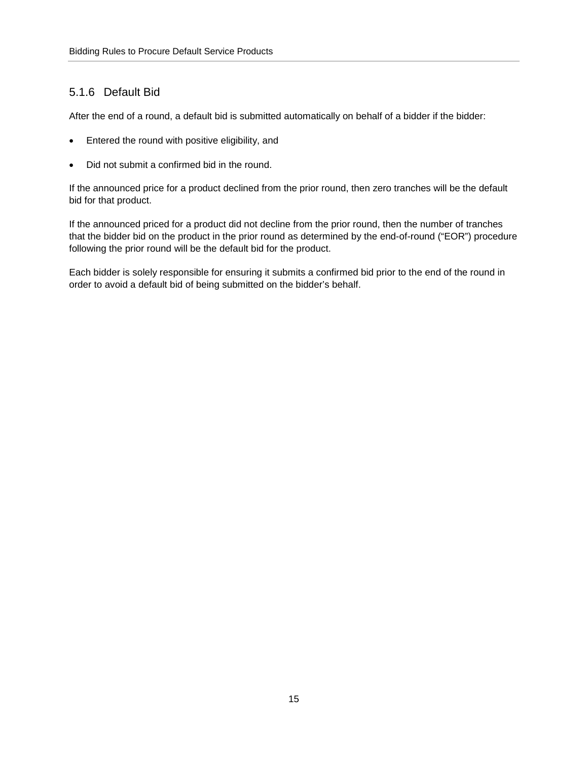### 5.1.6 Default Bid

After the end of a round, a default bid is submitted automatically on behalf of a bidder if the bidder:

- Entered the round with positive eligibility, and
- Did not submit a confirmed bid in the round.

If the announced price for a product declined from the prior round, then zero tranches will be the default bid for that product.

If the announced priced for a product did not decline from the prior round, then the number of tranches that the bidder bid on the product in the prior round as determined by the end-of-round ("EOR") procedure following the prior round will be the default bid for the product.

Each bidder is solely responsible for ensuring it submits a confirmed bid prior to the end of the round in order to avoid a default bid of being submitted on the bidder's behalf.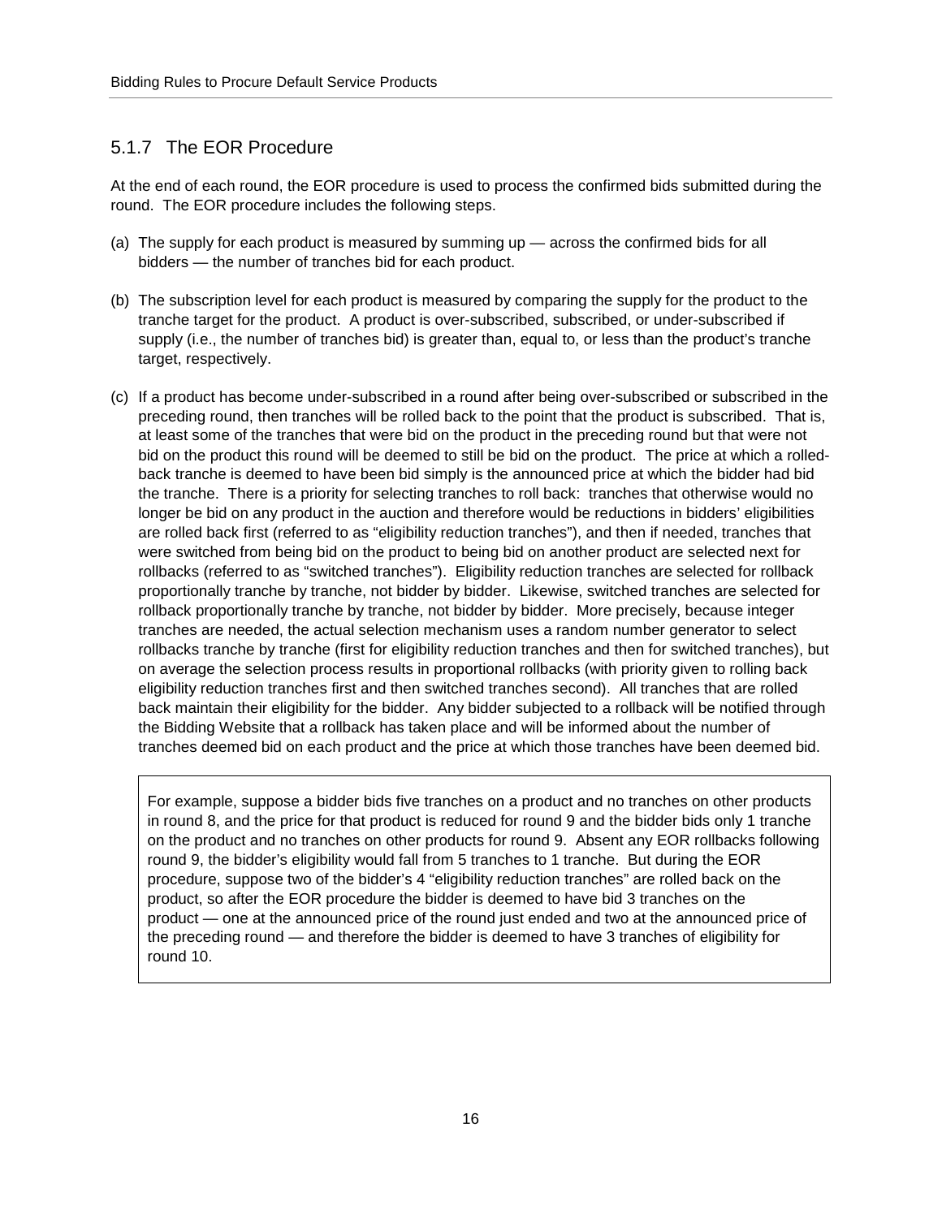### 5.1.7 The EOR Procedure

At the end of each round, the EOR procedure is used to process the confirmed bids submitted during the round. The EOR procedure includes the following steps.

(a) The supply for each product is measured by summing up — across the confirmed bids for all bidders — the number of tranches bid for each product.

(b) The subscription level for each product is measured by comparing the supply for the product to the tranche target for the product. A product is over-subscribed, subscribed, or under-subscribed if supply (i.e., the number of tranches bid) is greater than, equal to, or less than the product's tranche target, respectively.

(c) If a product has become under-subscribed in a round after being over-subscribed or subscribed in the preceding round, then tranches will be rolled back to the point that the product is subscribed. That is, at least some of the tranches that were bid on the product in the preceding round but that were not bid on the product this round will be deemed to still be bid on the product. The price at which a rolled-back tranche is deemed to have been bid simply is the announced price at which the bidder had bid the tranche. There is a priority for selecting tranches to roll back: tranches that otherwise would no longer be bid on any product in the auction and therefore would be reductions in bidders' eligibilities are rolled back first (referred to as "eligibility reduction tranches"), and then if needed, tranches that were switched from being bid on the product to being bid on another product are selected next for rollbacks (referred to as "switched tranches"). Eligibility reduction tranches are selected for rollback proportionally tranche by tranche, not bidder by bidder. Likewise, switched tranches are selected for rollback proportionally tranche by tranche, not bidder by bidder. More precisely, because integer tranches are needed, the actual selection mechanism uses a random number generator to select rollbacks tranche by tranche (first for eligibility reduction tranches and then for switched tranches), but on average the selection process results in proportional rollbacks (with priority given to rolling back eligibility reduction tranches first and then switched tranches second). All tranches that are rolled back maintain their eligibility for the bidder. Any bidder subjected to a rollback will be notified through the Bidding Website that a rollback has taken place and will be informed about the number of tranches deemed bid on each product and the price at which those tranches have been deemed bid.

> For example, suppose a bidder bids five tranches on a product and no tranches on other products in round 8, and the price for that product is reduced for round 9 and the bidder bids only 1 tranche on the product and no tranches on other products for round 9. Absent any EOR rollbacks following round 9, the bidder's eligibility would fall from 5 tranches to 1 tranche. But during the EOR procedure, suppose two of the bidder's 4 "eligibility reduction tranches" are rolled back on the product, so after the EOR procedure the bidder is deemed to have bid 3 tranches on the product — one at the announced price of the round just ended and two at the announced price of the preceding round — and therefore the bidder is deemed to have 3 tranches of eligibility for round 10.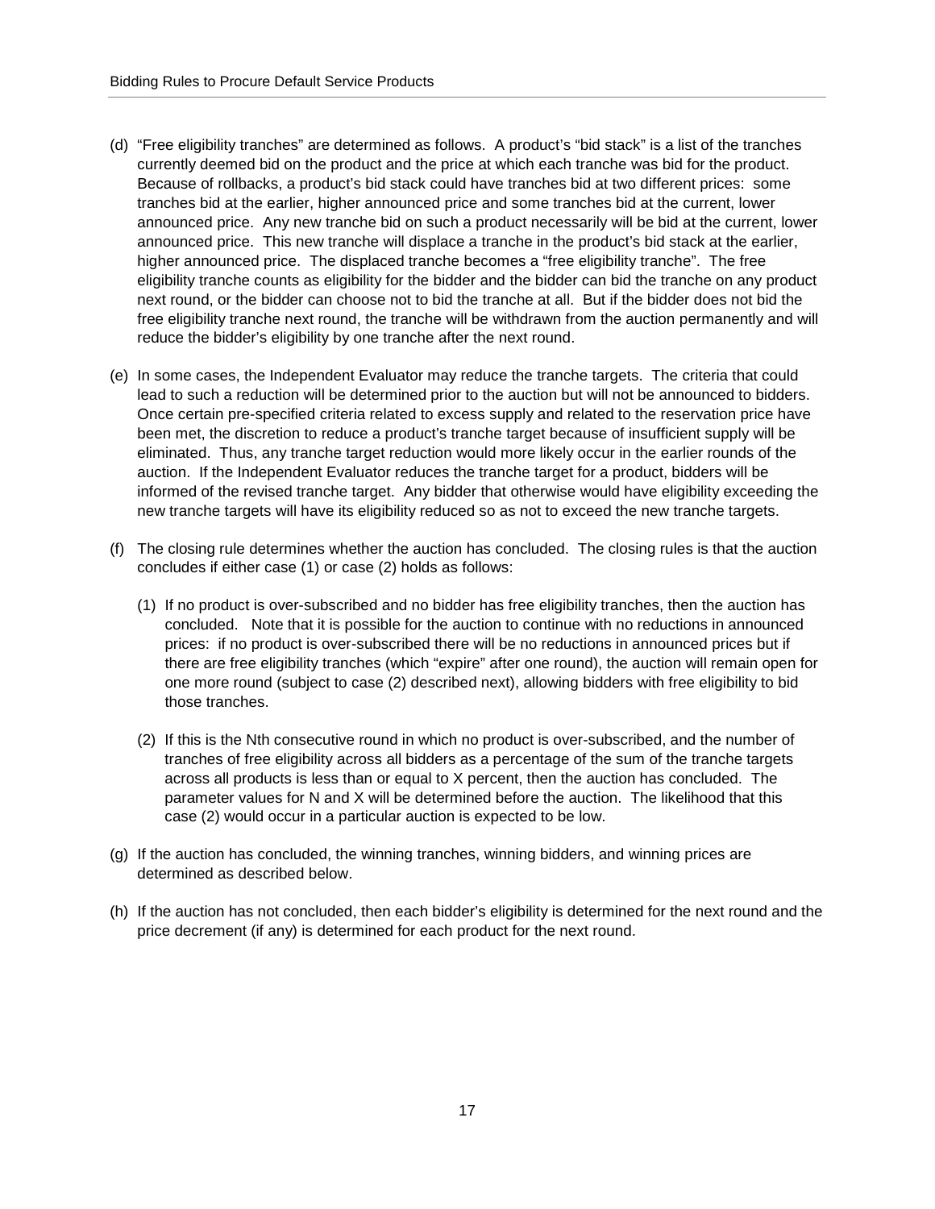(d) "Free eligibility tranches" are determined as follows. A product's "bid stack" is a list of the tranches currently deemed bid on the product and the price at which each tranche was bid for the product. Because of rollbacks, a product's bid stack could have tranches bid at two different prices: some tranches bid at the earlier, higher announced price and some tranches bid at the current, lower announced price. Any new tranche bid on such a product necessarily will be bid at the current, lower announced price. This new tranche will displace a tranche in the product's bid stack at the earlier, higher announced price. The displaced tranche becomes a "free eligibility tranche". The free eligibility tranche counts as eligibility for the bidder and the bidder can bid the tranche on any product next round, or the bidder can choose not to bid the tranche at all. But if the bidder does not bid the free eligibility tranche next round, the tranche will be withdrawn from the auction permanently and will reduce the bidder's eligibility by one tranche after the next round.

(e) In some cases, the Independent Evaluator may reduce the tranche targets. The criteria that could lead to such a reduction will be determined prior to the auction but will not be announced to bidders. Once certain pre-specified criteria related to excess supply and related to the reservation price have been met, the discretion to reduce a product's tranche target because of insufficient supply will be eliminated. Thus, any tranche target reduction would more likely occur in the earlier rounds of the auction. If the Independent Evaluator reduces the tranche target for a product, bidders will be informed of the revised tranche target. Any bidder that otherwise would have eligibility exceeding the new tranche targets will have its eligibility reduced so as not to exceed the new tranche targets.

(f) The closing rule determines whether the auction has concluded. The closing rules is that the auction concludes if either case (1) or case (2) holds as follows:

   (1) If no product is over-subscribed and no bidder has free eligibility tranches, then the auction has concluded. Note that it is possible for the auction to continue with no reductions in announced prices: if no product is over-subscribed there will be no reductions in announced prices but if there are free eligibility tranches (which "expire" after one round), the auction will remain open for one more round (subject to case (2) described next), allowing bidders with free eligibility to bid those tranches.

   (2) If this is the Nth consecutive round in which no product is over-subscribed, and the number of tranches of free eligibility across all bidders as a percentage of the sum of the tranche targets across all products is less than or equal to X percent, then the auction has concluded. The parameter values for N and X will be determined before the auction. The likelihood that this case (2) would occur in a particular auction is expected to be low.

(g) If the auction has concluded, the winning tranches, winning bidders, and winning prices are determined as described below.

(h) If the auction has not concluded, then each bidder's eligibility is determined for the next round and the price decrement (if any) is determined for each product for the next round.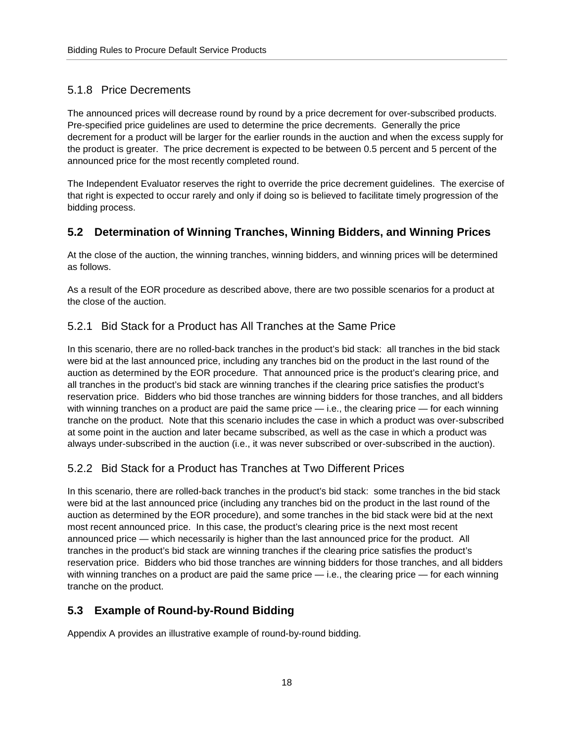### 5.1.8 Price Decrements

The announced prices will decrease round by round by a price decrement for over-subscribed products. Pre-specified price guidelines are used to determine the price decrements. Generally the price decrement for a product will be larger for the earlier rounds in the auction and when the excess supply for the product is greater. The price decrement is expected to be between 0.5 percent and 5 percent of the announced price for the most recently completed round.

The Independent Evaluator reserves the right to override the price decrement guidelines. The exercise of that right is expected to occur rarely and only if doing so is believed to facilitate timely progression of the bidding process.

## 5.2 Determination of Winning Tranches, Winning Bidders, and Winning Prices

At the close of the auction, the winning tranches, winning bidders, and winning prices will be determined as follows.

As a result of the EOR procedure as described above, there are two possible scenarios for a product at the close of the auction.

### 5.2.1 Bid Stack for a Product has All Tranches at the Same Price

In this scenario, there are no rolled-back tranches in the product's bid stack: all tranches in the bid stack were bid at the last announced price, including any tranches bid on the product in the last round of the auction as determined by the EOR procedure. That announced price is the product's clearing price, and all tranches in the product's bid stack are winning tranches if the clearing price satisfies the product's reservation price. Bidders who bid those tranches are winning bidders for those tranches, and all bidders with winning tranches on a product are paid the same price — i.e., the clearing price — for each winning tranche on the product. Note that this scenario includes the case in which a product was over-subscribed at some point in the auction and later became subscribed, as well as the case in which a product was always under-subscribed in the auction (i.e., it was never subscribed or over-subscribed in the auction).

### 5.2.2 Bid Stack for a Product has Tranches at Two Different Prices

In this scenario, there are rolled-back tranches in the product's bid stack: some tranches in the bid stack were bid at the last announced price (including any tranches bid on the product in the last round of the auction as determined by the EOR procedure), and some tranches in the bid stack were bid at the next most recent announced price. In this case, the product's clearing price is the next most recent announced price — which necessarily is higher than the last announced price for the product. All tranches in the product's bid stack are winning tranches if the clearing price satisfies the product's reservation price. Bidders who bid those tranches are winning bidders for those tranches, and all bidders with winning tranches on a product are paid the same price — i.e., the clearing price — for each winning tranche on the product.

## 5.3 Example of Round-by-Round Bidding

Appendix A provides an illustrative example of round-by-round bidding.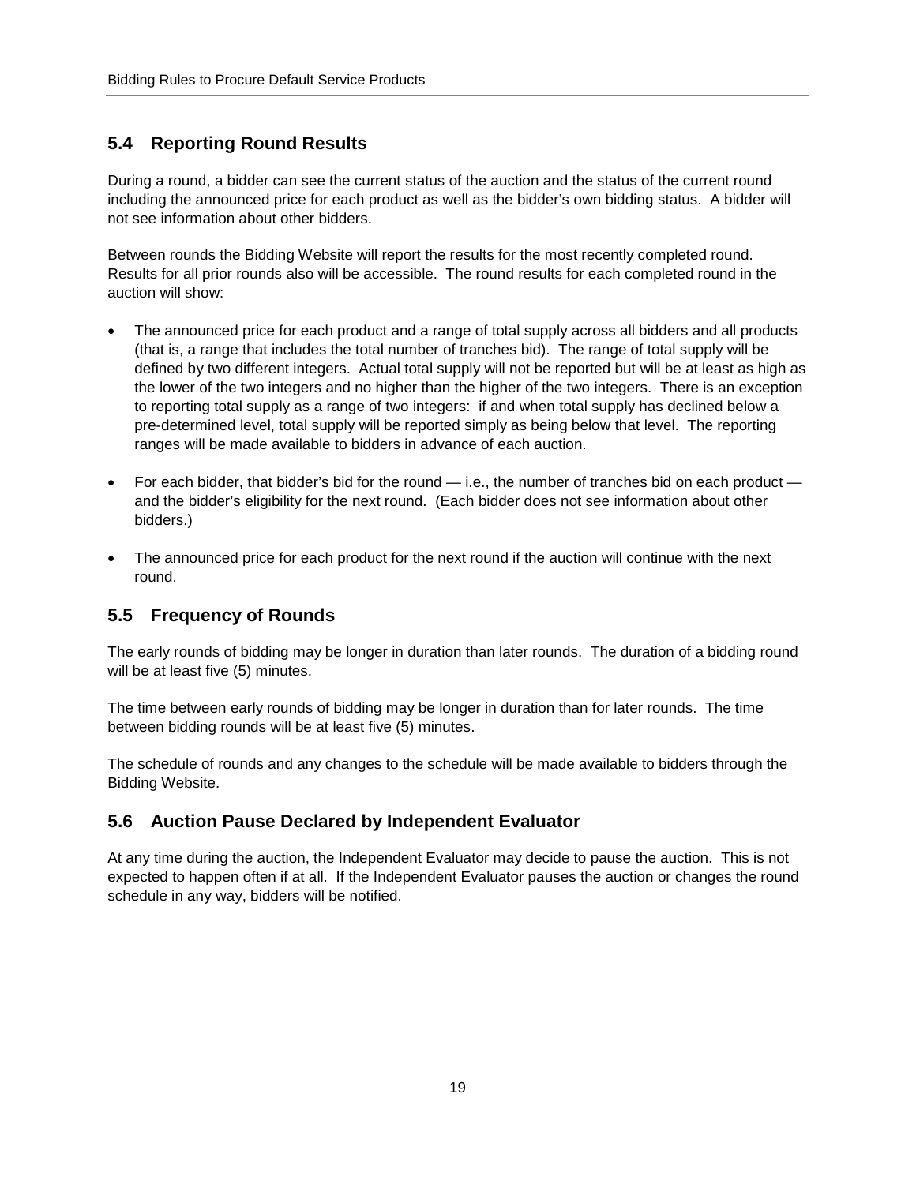## 5.4 Reporting Round Results

During a round, a bidder can see the current status of the auction and the status of the current round including the announced price for each product as well as the bidder's own bidding status. A bidder will not see information about other bidders.

Between rounds the Bidding Website will report the results for the most recently completed round. Results for all prior rounds also will be accessible. The round results for each completed round in the auction will show:

- The announced price for each product and a range of total supply across all bidders and all products (that is, a range that includes the total number of tranches bid). The range of total supply will be defined by two different integers. Actual total supply will not be reported but will be at least as high as the lower of the two integers and no higher than the higher of the two integers. There is an exception to reporting total supply as a range of two integers: if and when total supply has declined below a pre-determined level, total supply will be reported simply as being below that level. The reporting ranges will be made available to bidders in advance of each auction.

- For each bidder, that bidder's bid for the round — i.e., the number of tranches bid on each product — and the bidder's eligibility for the next round. (Each bidder does not see information about other bidders.)

- The announced price for each product for the next round if the auction will continue with the next round.

## 5.5 Frequency of Rounds

The early rounds of bidding may be longer in duration than later rounds. The duration of a bidding round will be at least five (5) minutes.

The time between early rounds of bidding may be longer in duration than for later rounds. The time between bidding rounds will be at least five (5) minutes.

The schedule of rounds and any changes to the schedule will be made available to bidders through the Bidding Website.

## 5.6 Auction Pause Declared by Independent Evaluator

At any time during the auction, the Independent Evaluator may decide to pause the auction. This is not expected to happen often if at all. If the Independent Evaluator pauses the auction or changes the round schedule in any way, bidders will be notified.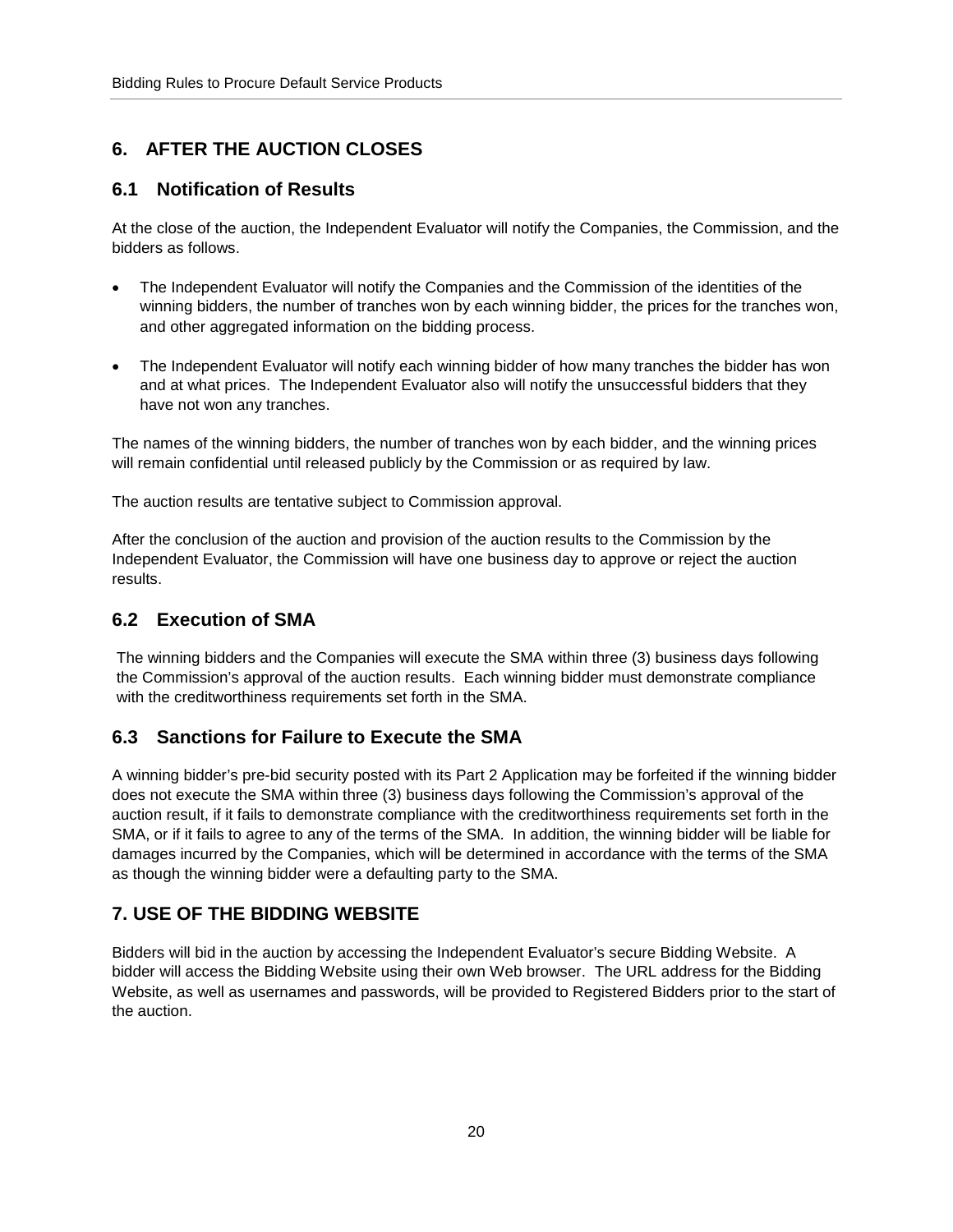## 6. AFTER THE AUCTION CLOSES

### 6.1 Notification of Results

At the close of the auction, the Independent Evaluator will notify the Companies, the Commission, and the bidders as follows.

- The Independent Evaluator will notify the Companies and the Commission of the identities of the winning bidders, the number of tranches won by each winning bidder, the prices for the tranches won, and other aggregated information on the bidding process.
- The Independent Evaluator will notify each winning bidder of how many tranches the bidder has won and at what prices. The Independent Evaluator also will notify the unsuccessful bidders that they have not won any tranches.

The names of the winning bidders, the number of tranches won by each bidder, and the winning prices will remain confidential until released publicly by the Commission or as required by law.

The auction results are tentative subject to Commission approval.

After the conclusion of the auction and provision of the auction results to the Commission by the Independent Evaluator, the Commission will have one business day to approve or reject the auction results.

### 6.2 Execution of SMA

The winning bidders and the Companies will execute the SMA within three (3) business days following the Commission's approval of the auction results. Each winning bidder must demonstrate compliance with the creditworthiness requirements set forth in the SMA.

### 6.3 Sanctions for Failure to Execute the SMA

A winning bidder's pre-bid security posted with its Part 2 Application may be forfeited if the winning bidder does not execute the SMA within three (3) business days following the Commission's approval of the auction result, if it fails to demonstrate compliance with the creditworthiness requirements set forth in the SMA, or if it fails to agree to any of the terms of the SMA. In addition, the winning bidder will be liable for damages incurred by the Companies, which will be determined in accordance with the terms of the SMA as though the winning bidder were a defaulting party to the SMA.

## 7. USE OF THE BIDDING WEBSITE

Bidders will bid in the auction by accessing the Independent Evaluator's secure Bidding Website. A bidder will access the Bidding Website using their own Web browser. The URL address for the Bidding Website, as well as usernames and passwords, will be provided to Registered Bidders prior to the start of the auction.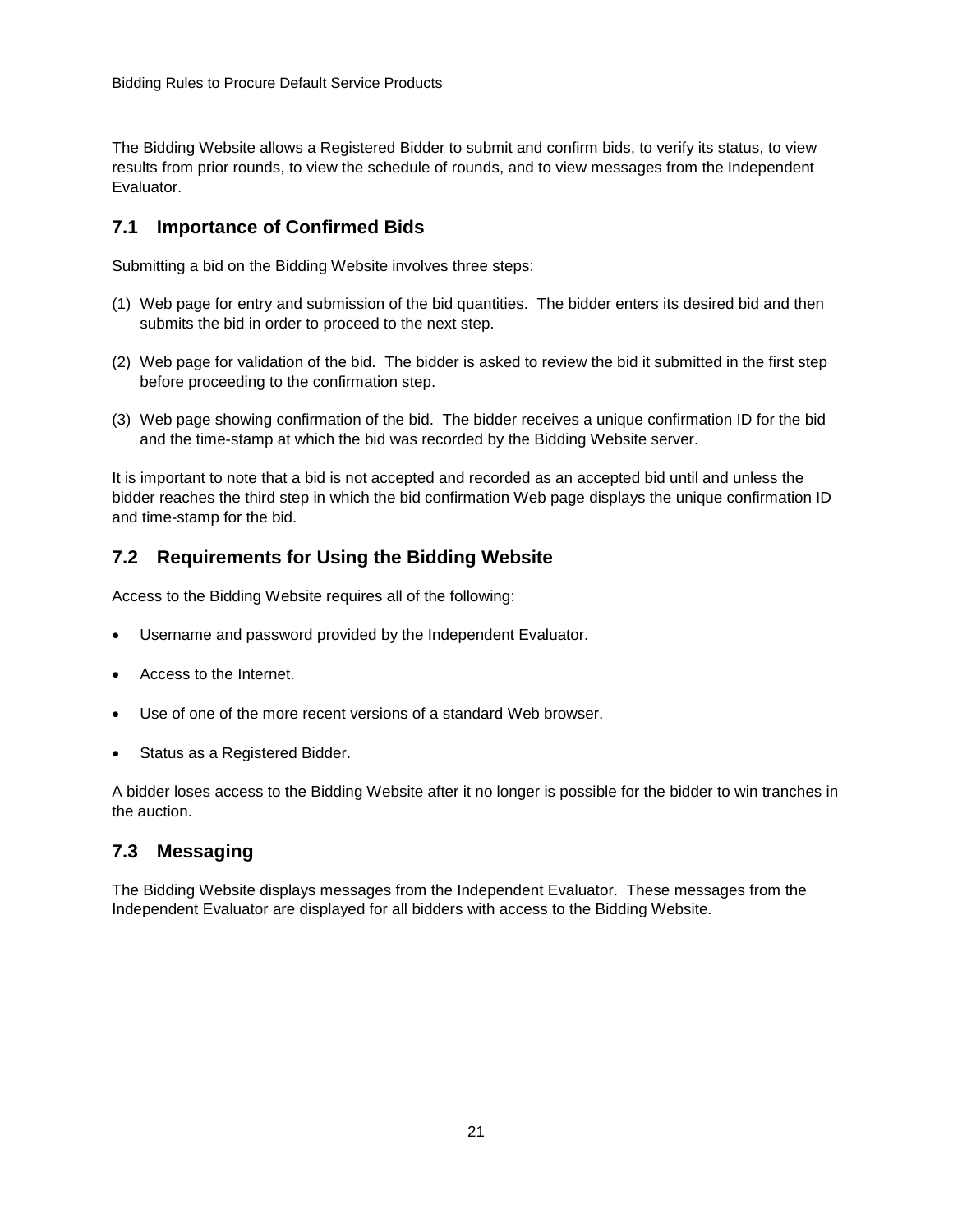The Bidding Website allows a Registered Bidder to submit and confirm bids, to verify its status, to view results from prior rounds, to view the schedule of rounds, and to view messages from the Independent Evaluator.

## 7.1 Importance of Confirmed Bids

Submitting a bid on the Bidding Website involves three steps:

(1) Web page for entry and submission of the bid quantities. The bidder enters its desired bid and then submits the bid in order to proceed to the next step.

(2) Web page for validation of the bid. The bidder is asked to review the bid it submitted in the first step before proceeding to the confirmation step.

(3) Web page showing confirmation of the bid. The bidder receives a unique confirmation ID for the bid and the time-stamp at which the bid was recorded by the Bidding Website server.

It is important to note that a bid is not accepted and recorded as an accepted bid until and unless the bidder reaches the third step in which the bid confirmation Web page displays the unique confirmation ID and time-stamp for the bid.

## 7.2 Requirements for Using the Bidding Website

Access to the Bidding Website requires all of the following:

- Username and password provided by the Independent Evaluator.
- Access to the Internet.
- Use of one of the more recent versions of a standard Web browser.
- Status as a Registered Bidder.

A bidder loses access to the Bidding Website after it no longer is possible for the bidder to win tranches in the auction.

## 7.3 Messaging

The Bidding Website displays messages from the Independent Evaluator. These messages from the Independent Evaluator are displayed for all bidders with access to the Bidding Website.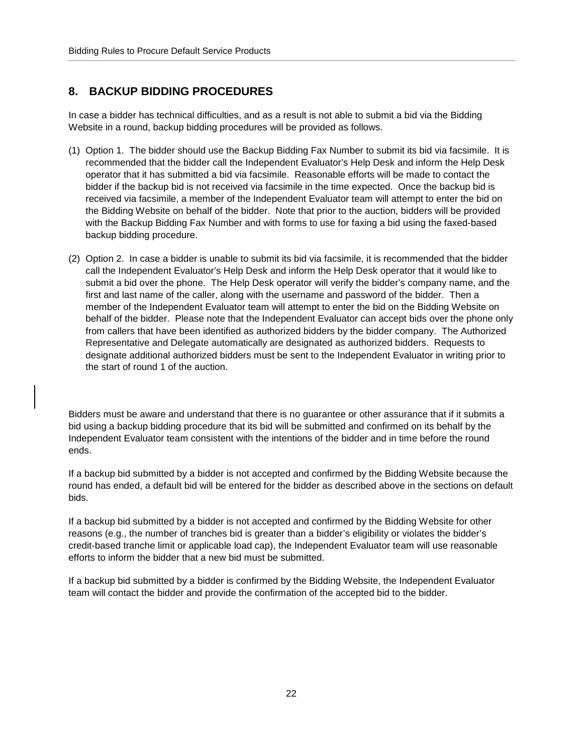## 8. BACKUP BIDDING PROCEDURES

In case a bidder has technical difficulties, and as a result is not able to submit a bid via the Bidding Website in a round, backup bidding procedures will be provided as follows.

(1) Option 1. The bidder should use the Backup Bidding Fax Number to submit its bid via facsimile. It is recommended that the bidder call the Independent Evaluator's Help Desk and inform the Help Desk operator that it has submitted a bid via facsimile. Reasonable efforts will be made to contact the bidder if the backup bid is not received via facsimile in the time expected. Once the backup bid is received via facsimile, a member of the Independent Evaluator team will attempt to enter the bid on the Bidding Website on behalf of the bidder. Note that prior to the auction, bidders will be provided with the Backup Bidding Fax Number and with forms to use for faxing a bid using the faxed-based backup bidding procedure.

(2) Option 2. In case a bidder is unable to submit its bid via facsimile, it is recommended that the bidder call the Independent Evaluator's Help Desk and inform the Help Desk operator that it would like to submit a bid over the phone. The Help Desk operator will verify the bidder's company name, and the first and last name of the caller, along with the username and password of the bidder. Then a member of the Independent Evaluator team will attempt to enter the bid on the Bidding Website on behalf of the bidder. Please note that the Independent Evaluator can accept bids over the phone only from callers that have been identified as authorized bidders by the bidder company. The Authorized Representative and Delegate automatically are designated as authorized bidders. Requests to designate additional authorized bidders must be sent to the Independent Evaluator in writing prior to the start of round 1 of the auction.

Bidders must be aware and understand that there is no guarantee or other assurance that if it submits a bid using a backup bidding procedure that its bid will be submitted and confirmed on its behalf by the Independent Evaluator team consistent with the intentions of the bidder and in time before the round ends.

If a backup bid submitted by a bidder is not accepted and confirmed by the Bidding Website because the round has ended, a default bid will be entered for the bidder as described above in the sections on default bids.

If a backup bid submitted by a bidder is not accepted and confirmed by the Bidding Website for other reasons (e.g., the number of tranches bid is greater than a bidder's eligibility or violates the bidder's credit-based tranche limit or applicable load cap), the Independent Evaluator team will use reasonable efforts to inform the bidder that a new bid must be submitted.

If a backup bid submitted by a bidder is confirmed by the Bidding Website, the Independent Evaluator team will contact the bidder and provide the confirmation of the accepted bid to the bidder.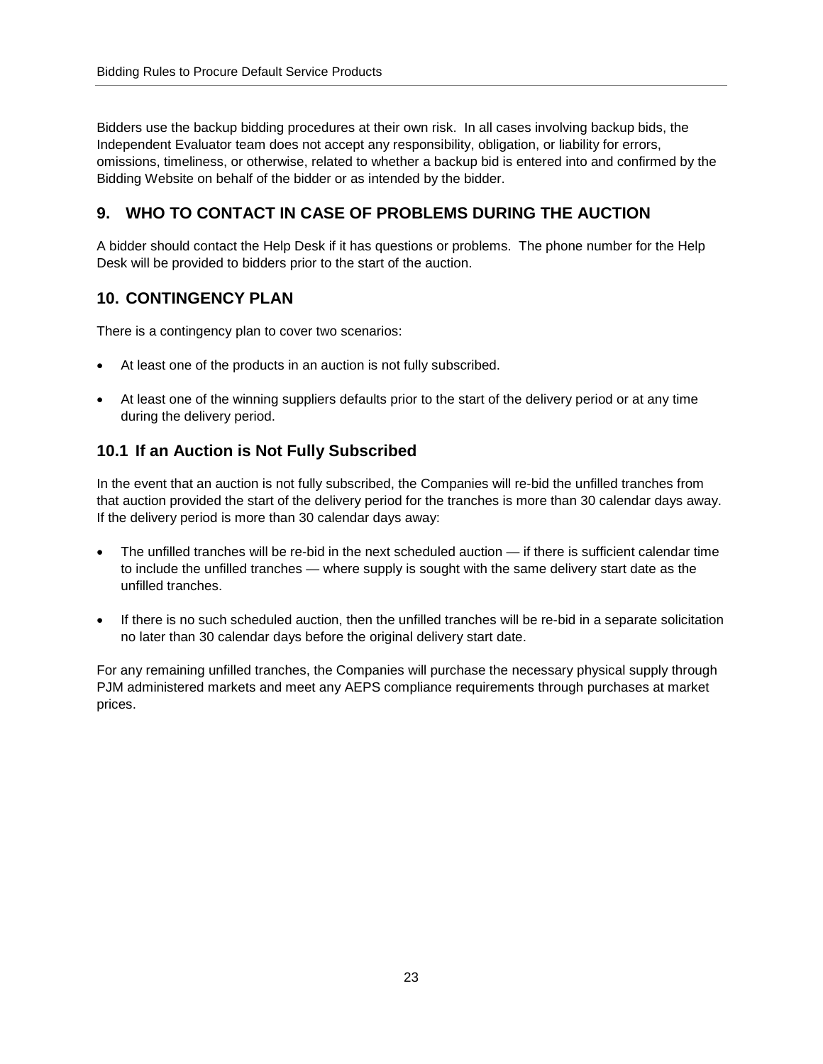Bidders use the backup bidding procedures at their own risk. In all cases involving backup bids, the Independent Evaluator team does not accept any responsibility, obligation, or liability for errors, omissions, timeliness, or otherwise, related to whether a backup bid is entered into and confirmed by the Bidding Website on behalf of the bidder or as intended by the bidder.

## 9. WHO TO CONTACT IN CASE OF PROBLEMS DURING THE AUCTION

A bidder should contact the Help Desk if it has questions or problems. The phone number for the Help Desk will be provided to bidders prior to the start of the auction.

## 10. CONTINGENCY PLAN

There is a contingency plan to cover two scenarios:

- At least one of the products in an auction is not fully subscribed.
- At least one of the winning suppliers defaults prior to the start of the delivery period or at any time during the delivery period.

### 10.1 If an Auction is Not Fully Subscribed

In the event that an auction is not fully subscribed, the Companies will re-bid the unfilled tranches from that auction provided the start of the delivery period for the tranches is more than 30 calendar days away. If the delivery period is more than 30 calendar days away:

- The unfilled tranches will be re-bid in the next scheduled auction — if there is sufficient calendar time to include the unfilled tranches — where supply is sought with the same delivery start date as the unfilled tranches.
- If there is no such scheduled auction, then the unfilled tranches will be re-bid in a separate solicitation no later than 30 calendar days before the original delivery start date.

For any remaining unfilled tranches, the Companies will purchase the necessary physical supply through PJM administered markets and meet any AEPS compliance requirements through purchases at market prices.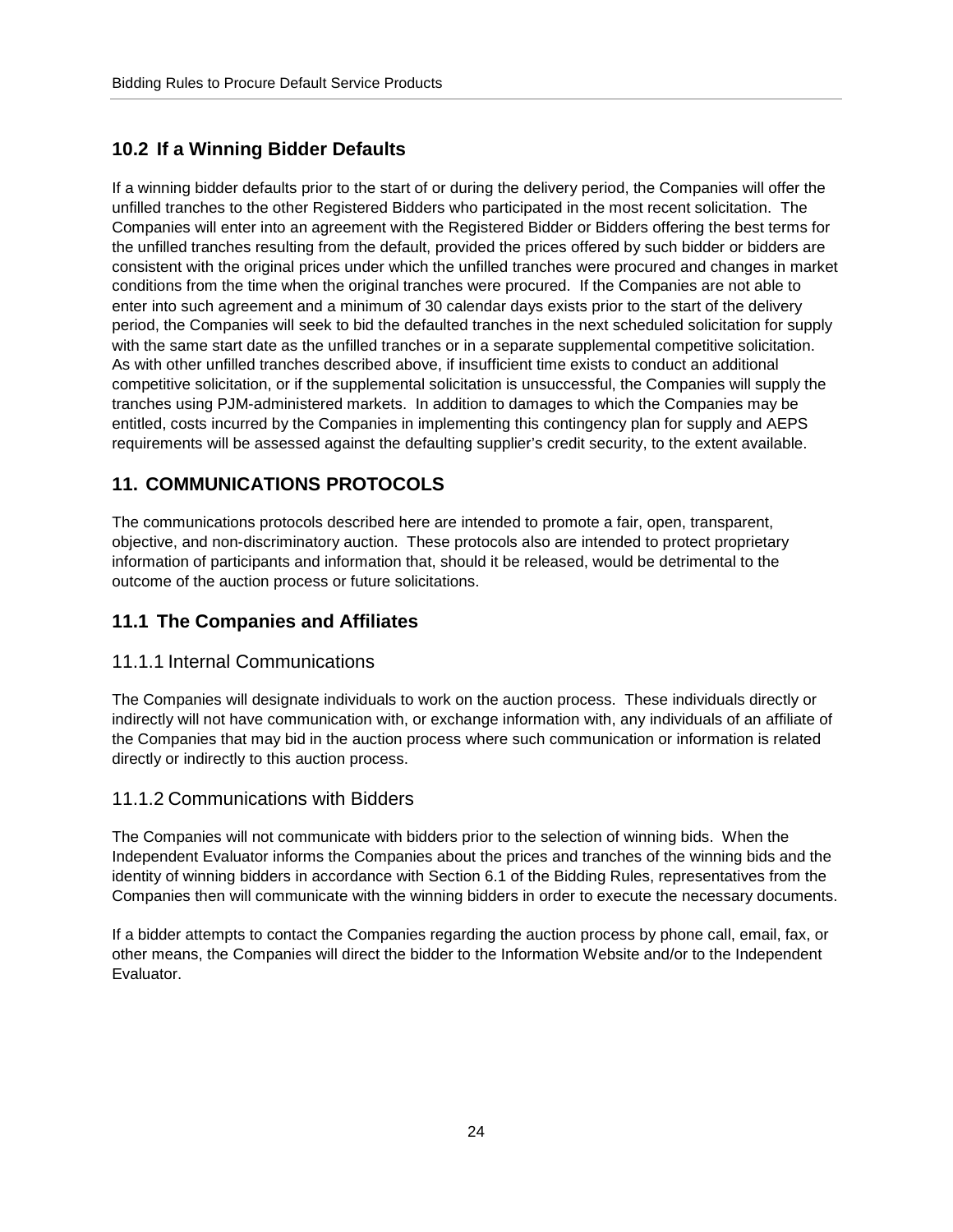## 10.2 If a Winning Bidder Defaults

If a winning bidder defaults prior to the start of or during the delivery period, the Companies will offer the unfilled tranches to the other Registered Bidders who participated in the most recent solicitation. The Companies will enter into an agreement with the Registered Bidder or Bidders offering the best terms for the unfilled tranches resulting from the default, provided the prices offered by such bidder or bidders are consistent with the original prices under which the unfilled tranches were procured and changes in market conditions from the time when the original tranches were procured. If the Companies are not able to enter into such agreement and a minimum of 30 calendar days exists prior to the start of the delivery period, the Companies will seek to bid the defaulted tranches in the next scheduled solicitation for supply with the same start date as the unfilled tranches or in a separate supplemental competitive solicitation. As with other unfilled tranches described above, if insufficient time exists to conduct an additional competitive solicitation, or if the supplemental solicitation is unsuccessful, the Companies will supply the tranches using PJM-administered markets. In addition to damages to which the Companies may be entitled, costs incurred by the Companies in implementing this contingency plan for supply and AEPS requirements will be assessed against the defaulting supplier's credit security, to the extent available.

# 11. COMMUNICATIONS PROTOCOLS

The communications protocols described here are intended to promote a fair, open, transparent, objective, and non-discriminatory auction. These protocols also are intended to protect proprietary information of participants and information that, should it be released, would be detrimental to the outcome of the auction process or future solicitations.

## 11.1 The Companies and Affiliates

### 11.1.1 Internal Communications

The Companies will designate individuals to work on the auction process. These individuals directly or indirectly will not have communication with, or exchange information with, any individuals of an affiliate of the Companies that may bid in the auction process where such communication or information is related directly or indirectly to this auction process.

### 11.1.2 Communications with Bidders

The Companies will not communicate with bidders prior to the selection of winning bids. When the Independent Evaluator informs the Companies about the prices and tranches of the winning bids and the identity of winning bidders in accordance with Section 6.1 of the Bidding Rules, representatives from the Companies then will communicate with the winning bidders in order to execute the necessary documents.

If a bidder attempts to contact the Companies regarding the auction process by phone call, email, fax, or other means, the Companies will direct the bidder to the Information Website and/or to the Independent Evaluator.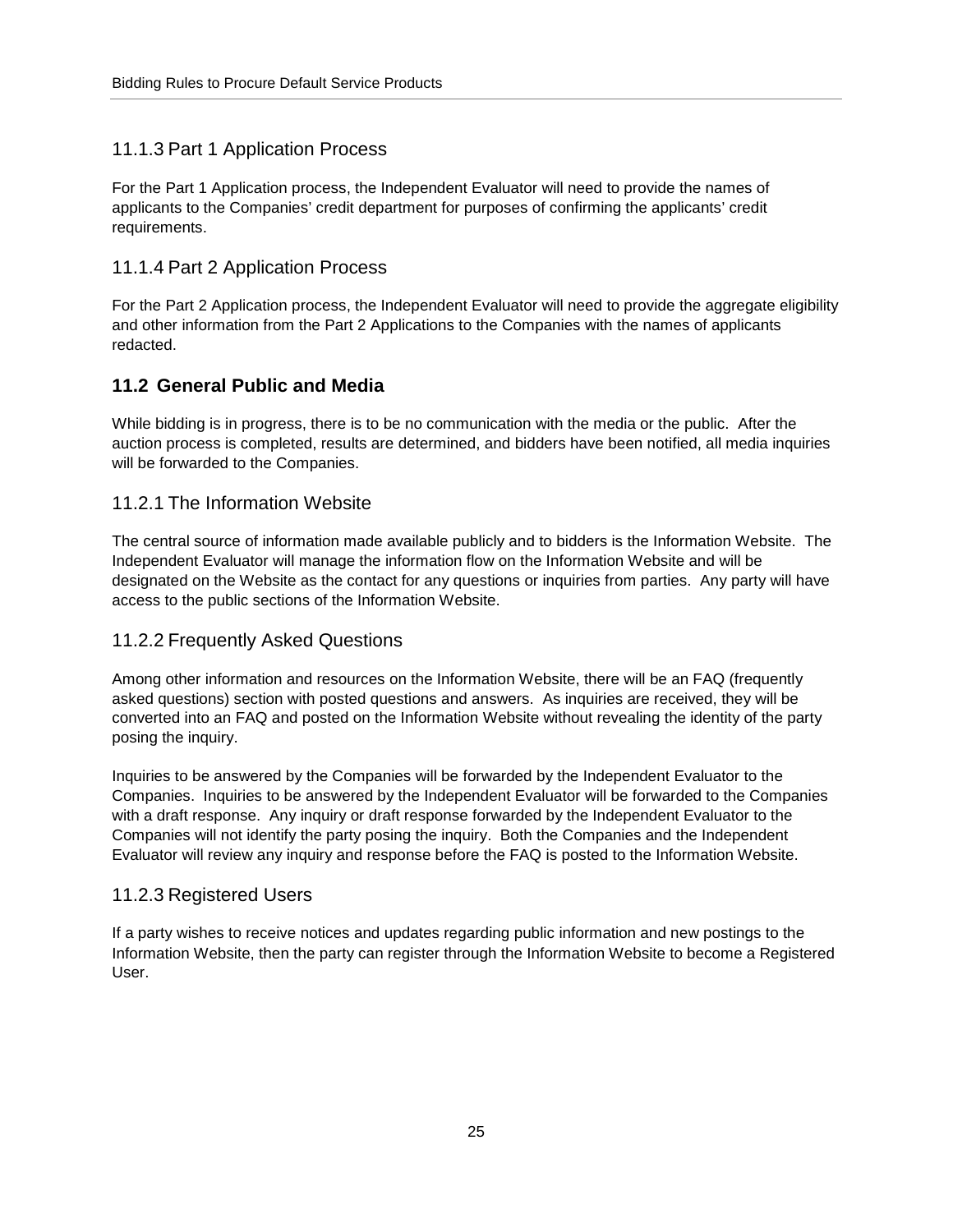### 11.1.3 Part 1 Application Process

For the Part 1 Application process, the Independent Evaluator will need to provide the names of applicants to the Companies' credit department for purposes of confirming the applicants' credit requirements.

### 11.1.4 Part 2 Application Process

For the Part 2 Application process, the Independent Evaluator will need to provide the aggregate eligibility and other information from the Part 2 Applications to the Companies with the names of applicants redacted.

## 11.2 General Public and Media

While bidding is in progress, there is to be no communication with the media or the public. After the auction process is completed, results are determined, and bidders have been notified, all media inquiries will be forwarded to the Companies.

### 11.2.1 The Information Website

The central source of information made available publicly and to bidders is the Information Website. The Independent Evaluator will manage the information flow on the Information Website and will be designated on the Website as the contact for any questions or inquiries from parties. Any party will have access to the public sections of the Information Website.

### 11.2.2 Frequently Asked Questions

Among other information and resources on the Information Website, there will be an FAQ (frequently asked questions) section with posted questions and answers. As inquiries are received, they will be converted into an FAQ and posted on the Information Website without revealing the identity of the party posing the inquiry.

Inquiries to be answered by the Companies will be forwarded by the Independent Evaluator to the Companies. Inquiries to be answered by the Independent Evaluator will be forwarded to the Companies with a draft response. Any inquiry or draft response forwarded by the Independent Evaluator to the Companies will not identify the party posing the inquiry. Both the Companies and the Independent Evaluator will review any inquiry and response before the FAQ is posted to the Information Website.

### 11.2.3 Registered Users

If a party wishes to receive notices and updates regarding public information and new postings to the Information Website, then the party can register through the Information Website to become a Registered User.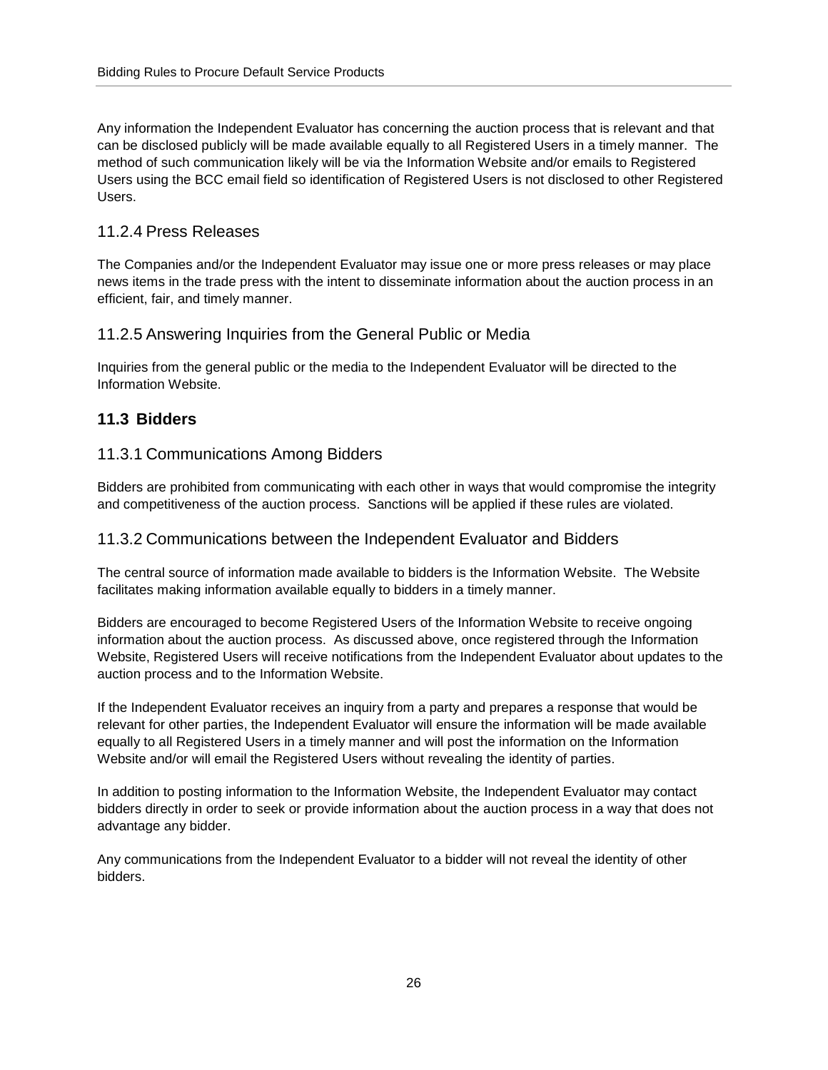Any information the Independent Evaluator has concerning the auction process that is relevant and that can be disclosed publicly will be made available equally to all Registered Users in a timely manner. The method of such communication likely will be via the Information Website and/or emails to Registered Users using the BCC email field so identification of Registered Users is not disclosed to other Registered Users.

### 11.2.4 Press Releases

The Companies and/or the Independent Evaluator may issue one or more press releases or may place news items in the trade press with the intent to disseminate information about the auction process in an efficient, fair, and timely manner.

### 11.2.5 Answering Inquiries from the General Public or Media

Inquiries from the general public or the media to the Independent Evaluator will be directed to the Information Website.

## 11.3 Bidders

### 11.3.1 Communications Among Bidders

Bidders are prohibited from communicating with each other in ways that would compromise the integrity and competitiveness of the auction process. Sanctions will be applied if these rules are violated.

### 11.3.2 Communications between the Independent Evaluator and Bidders

The central source of information made available to bidders is the Information Website. The Website facilitates making information available equally to bidders in a timely manner.

Bidders are encouraged to become Registered Users of the Information Website to receive ongoing information about the auction process. As discussed above, once registered through the Information Website, Registered Users will receive notifications from the Independent Evaluator about updates to the auction process and to the Information Website.

If the Independent Evaluator receives an inquiry from a party and prepares a response that would be relevant for other parties, the Independent Evaluator will ensure the information will be made available equally to all Registered Users in a timely manner and will post the information on the Information Website and/or will email the Registered Users without revealing the identity of parties.

In addition to posting information to the Information Website, the Independent Evaluator may contact bidders directly in order to seek or provide information about the auction process in a way that does not advantage any bidder.

Any communications from the Independent Evaluator to a bidder will not reveal the identity of other bidders.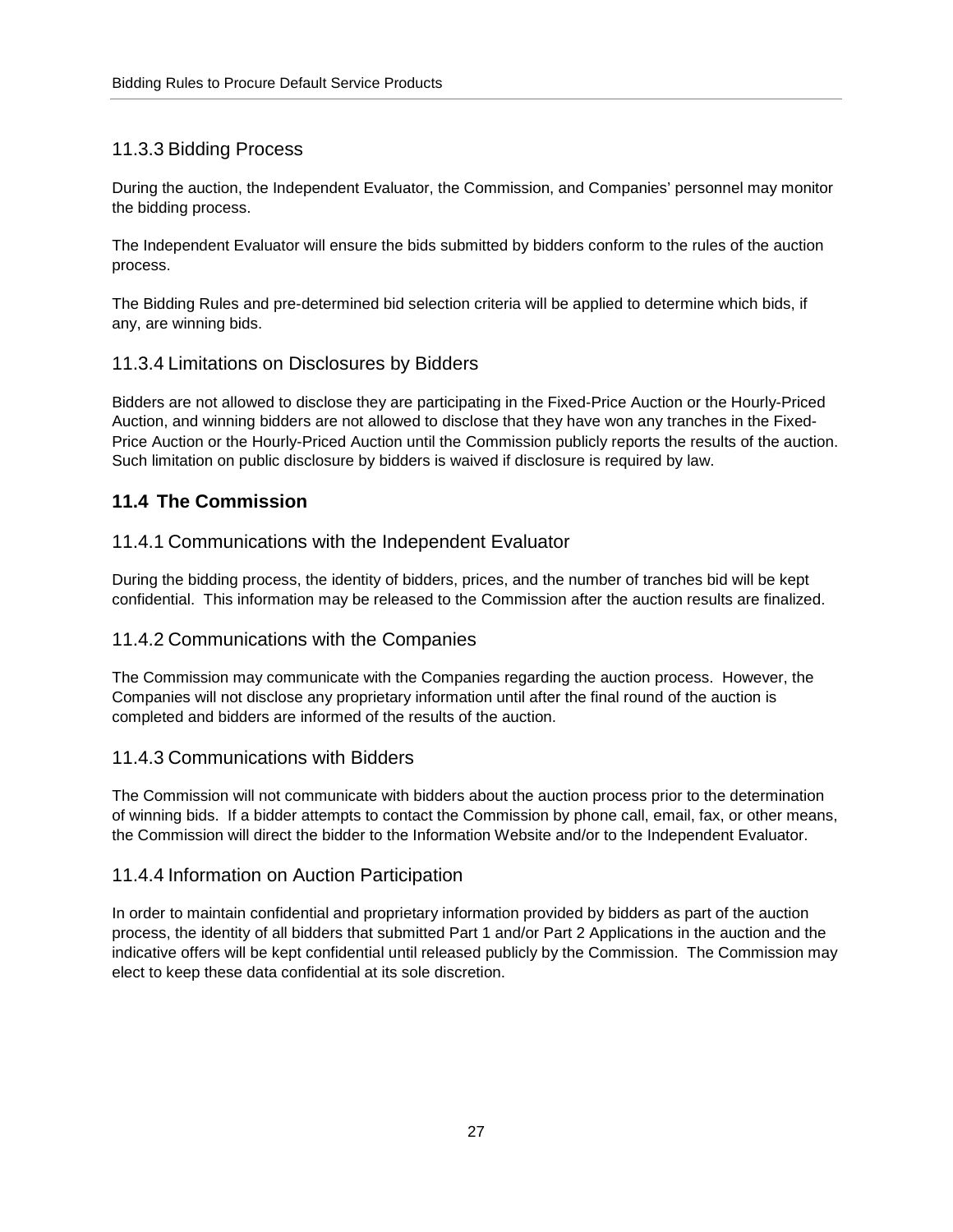### 11.3.3 Bidding Process

During the auction, the Independent Evaluator, the Commission, and Companies' personnel may monitor the bidding process.

The Independent Evaluator will ensure the bids submitted by bidders conform to the rules of the auction process.

The Bidding Rules and pre-determined bid selection criteria will be applied to determine which bids, if any, are winning bids.

### 11.3.4 Limitations on Disclosures by Bidders

Bidders are not allowed to disclose they are participating in the Fixed-Price Auction or the Hourly-Priced Auction, and winning bidders are not allowed to disclose that they have won any tranches in the Fixed-Price Auction or the Hourly-Priced Auction until the Commission publicly reports the results of the auction. Such limitation on public disclosure by bidders is waived if disclosure is required by law.

## 11.4 The Commission

### 11.4.1 Communications with the Independent Evaluator

During the bidding process, the identity of bidders, prices, and the number of tranches bid will be kept confidential. This information may be released to the Commission after the auction results are finalized.

### 11.4.2 Communications with the Companies

The Commission may communicate with the Companies regarding the auction process. However, the Companies will not disclose any proprietary information until after the final round of the auction is completed and bidders are informed of the results of the auction.

### 11.4.3 Communications with Bidders

The Commission will not communicate with bidders about the auction process prior to the determination of winning bids. If a bidder attempts to contact the Commission by phone call, email, fax, or other means, the Commission will direct the bidder to the Information Website and/or to the Independent Evaluator.

### 11.4.4 Information on Auction Participation

In order to maintain confidential and proprietary information provided by bidders as part of the auction process, the identity of all bidders that submitted Part 1 and/or Part 2 Applications in the auction and the indicative offers will be kept confidential until released publicly by the Commission. The Commission may elect to keep these data confidential at its sole discretion.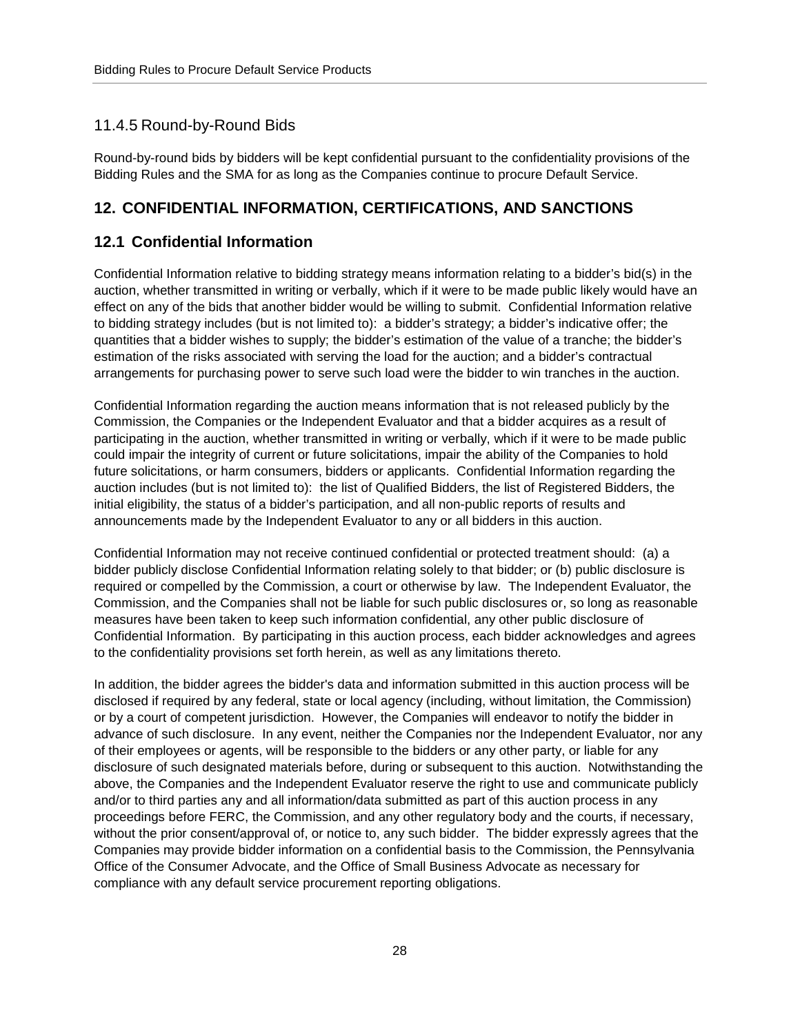### 11.4.5 Round-by-Round Bids

Round-by-round bids by bidders will be kept confidential pursuant to the confidentiality provisions of the Bidding Rules and the SMA for as long as the Companies continue to procure Default Service.

## 12. CONFIDENTIAL INFORMATION, CERTIFICATIONS, AND SANCTIONS

### 12.1 Confidential Information

Confidential Information relative to bidding strategy means information relating to a bidder's bid(s) in the auction, whether transmitted in writing or verbally, which if it were to be made public likely would have an effect on any of the bids that another bidder would be willing to submit. Confidential Information relative to bidding strategy includes (but is not limited to): a bidder's strategy; a bidder's indicative offer; the quantities that a bidder wishes to supply; the bidder's estimation of the value of a tranche; the bidder's estimation of the risks associated with serving the load for the auction; and a bidder's contractual arrangements for purchasing power to serve such load were the bidder to win tranches in the auction.

Confidential Information regarding the auction means information that is not released publicly by the Commission, the Companies or the Independent Evaluator and that a bidder acquires as a result of participating in the auction, whether transmitted in writing or verbally, which if it were to be made public could impair the integrity of current or future solicitations, impair the ability of the Companies to hold future solicitations, or harm consumers, bidders or applicants. Confidential Information regarding the auction includes (but is not limited to): the list of Qualified Bidders, the list of Registered Bidders, the initial eligibility, the status of a bidder's participation, and all non-public reports of results and announcements made by the Independent Evaluator to any or all bidders in this auction.

Confidential Information may not receive continued confidential or protected treatment should: (a) a bidder publicly disclose Confidential Information relating solely to that bidder; or (b) public disclosure is required or compelled by the Commission, a court or otherwise by law. The Independent Evaluator, the Commission, and the Companies shall not be liable for such public disclosures or, so long as reasonable measures have been taken to keep such information confidential, any other public disclosure of Confidential Information. By participating in this auction process, each bidder acknowledges and agrees to the confidentiality provisions set forth herein, as well as any limitations thereto.

In addition, the bidder agrees the bidder's data and information submitted in this auction process will be disclosed if required by any federal, state or local agency (including, without limitation, the Commission) or by a court of competent jurisdiction. However, the Companies will endeavor to notify the bidder in advance of such disclosure. In any event, neither the Companies nor the Independent Evaluator, nor any of their employees or agents, will be responsible to the bidders or any other party, or liable for any disclosure of such designated materials before, during or subsequent to this auction. Notwithstanding the above, the Companies and the Independent Evaluator reserve the right to use and communicate publicly and/or to third parties any and all information/data submitted as part of this auction process in any proceedings before FERC, the Commission, and any other regulatory body and the courts, if necessary, without the prior consent/approval of, or notice to, any such bidder. The bidder expressly agrees that the Companies may provide bidder information on a confidential basis to the Commission, the Pennsylvania Office of the Consumer Advocate, and the Office of Small Business Advocate as necessary for compliance with any default service procurement reporting obligations.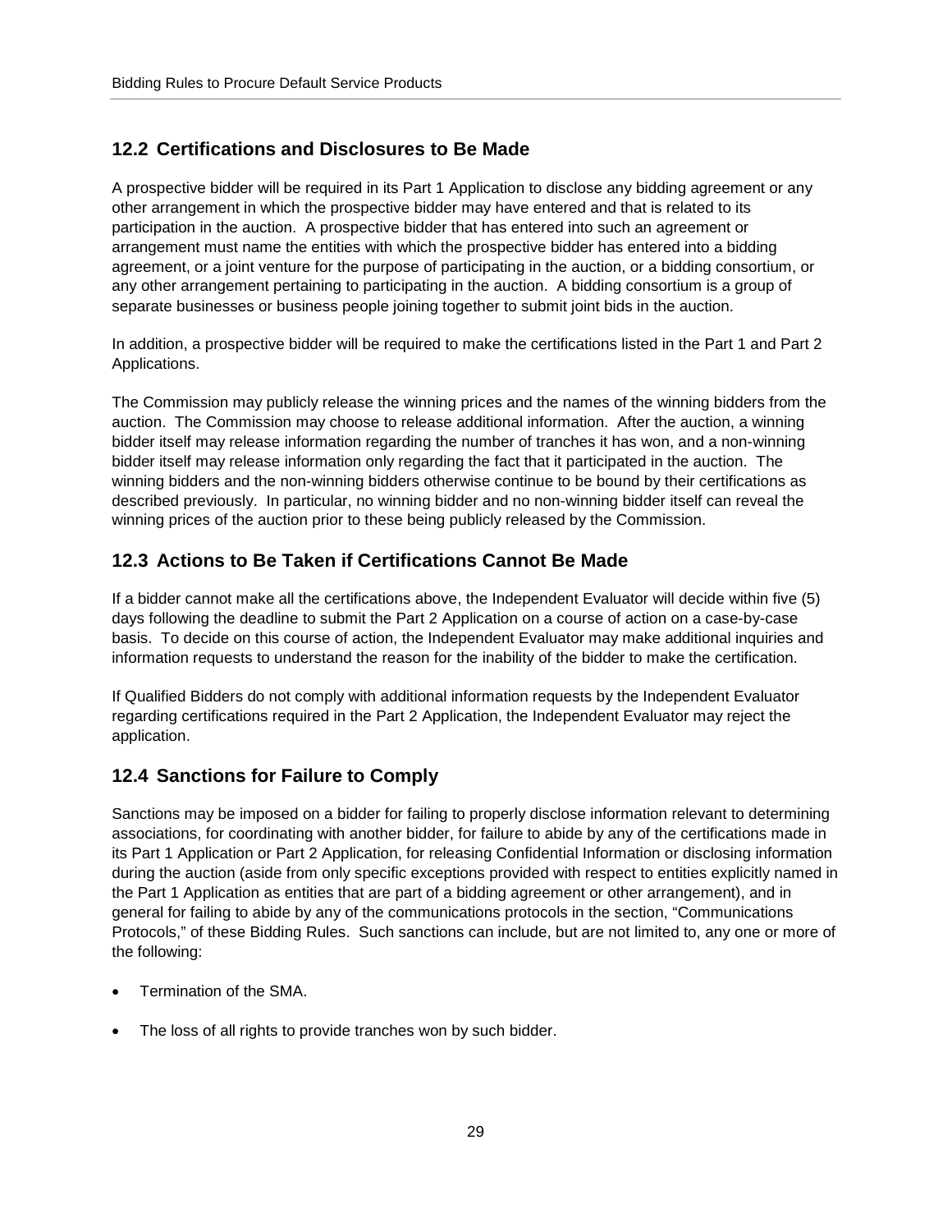## 12.2 Certifications and Disclosures to Be Made

A prospective bidder will be required in its Part 1 Application to disclose any bidding agreement or any other arrangement in which the prospective bidder may have entered and that is related to its participation in the auction. A prospective bidder that has entered into such an agreement or arrangement must name the entities with which the prospective bidder has entered into a bidding agreement, or a joint venture for the purpose of participating in the auction, or a bidding consortium, or any other arrangement pertaining to participating in the auction. A bidding consortium is a group of separate businesses or business people joining together to submit joint bids in the auction.

In addition, a prospective bidder will be required to make the certifications listed in the Part 1 and Part 2 Applications.

The Commission may publicly release the winning prices and the names of the winning bidders from the auction. The Commission may choose to release additional information. After the auction, a winning bidder itself may release information regarding the number of tranches it has won, and a non-winning bidder itself may release information only regarding the fact that it participated in the auction. The winning bidders and the non-winning bidders otherwise continue to be bound by their certifications as described previously. In particular, no winning bidder and no non-winning bidder itself can reveal the winning prices of the auction prior to these being publicly released by the Commission.

## 12.3 Actions to Be Taken if Certifications Cannot Be Made

If a bidder cannot make all the certifications above, the Independent Evaluator will decide within five (5) days following the deadline to submit the Part 2 Application on a course of action on a case-by-case basis. To decide on this course of action, the Independent Evaluator may make additional inquiries and information requests to understand the reason for the inability of the bidder to make the certification.

If Qualified Bidders do not comply with additional information requests by the Independent Evaluator regarding certifications required in the Part 2 Application, the Independent Evaluator may reject the application.

## 12.4 Sanctions for Failure to Comply

Sanctions may be imposed on a bidder for failing to properly disclose information relevant to determining associations, for coordinating with another bidder, for failure to abide by any of the certifications made in its Part 1 Application or Part 2 Application, for releasing Confidential Information or disclosing information during the auction (aside from only specific exceptions provided with respect to entities explicitly named in the Part 1 Application as entities that are part of a bidding agreement or other arrangement), and in general for failing to abide by any of the communications protocols in the section, "Communications Protocols," of these Bidding Rules. Such sanctions can include, but are not limited to, any one or more of the following:

- Termination of the SMA.
- The loss of all rights to provide tranches won by such bidder.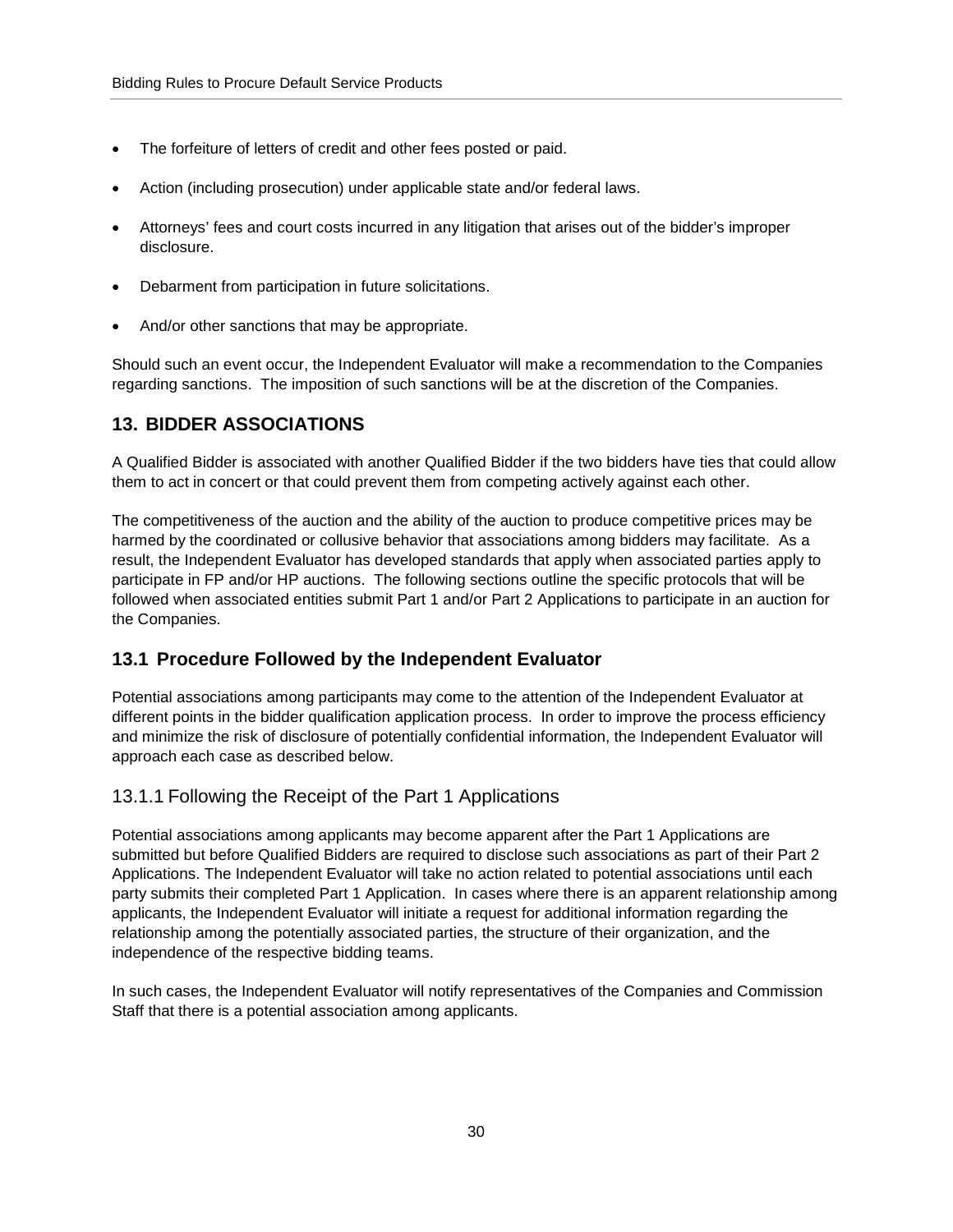- The forfeiture of letters of credit and other fees posted or paid.
- Action (including prosecution) under applicable state and/or federal laws.
- Attorneys' fees and court costs incurred in any litigation that arises out of the bidder's improper disclosure.
- Debarment from participation in future solicitations.
- And/or other sanctions that may be appropriate.

Should such an event occur, the Independent Evaluator will make a recommendation to the Companies regarding sanctions. The imposition of such sanctions will be at the discretion of the Companies.

## 13. BIDDER ASSOCIATIONS

A Qualified Bidder is associated with another Qualified Bidder if the two bidders have ties that could allow them to act in concert or that could prevent them from competing actively against each other.

The competitiveness of the auction and the ability of the auction to produce competitive prices may be harmed by the coordinated or collusive behavior that associations among bidders may facilitate. As a result, the Independent Evaluator has developed standards that apply when associated parties apply to participate in FP and/or HP auctions. The following sections outline the specific protocols that will be followed when associated entities submit Part 1 and/or Part 2 Applications to participate in an auction for the Companies.

### 13.1 Procedure Followed by the Independent Evaluator

Potential associations among participants may come to the attention of the Independent Evaluator at different points in the bidder qualification application process. In order to improve the process efficiency and minimize the risk of disclosure of potentially confidential information, the Independent Evaluator will approach each case as described below.

#### 13.1.1 Following the Receipt of the Part 1 Applications

Potential associations among applicants may become apparent after the Part 1 Applications are submitted but before Qualified Bidders are required to disclose such associations as part of their Part 2 Applications. The Independent Evaluator will take no action related to potential associations until each party submits their completed Part 1 Application. In cases where there is an apparent relationship among applicants, the Independent Evaluator will initiate a request for additional information regarding the relationship among the potentially associated parties, the structure of their organization, and the independence of the respective bidding teams.

In such cases, the Independent Evaluator will notify representatives of the Companies and Commission Staff that there is a potential association among applicants.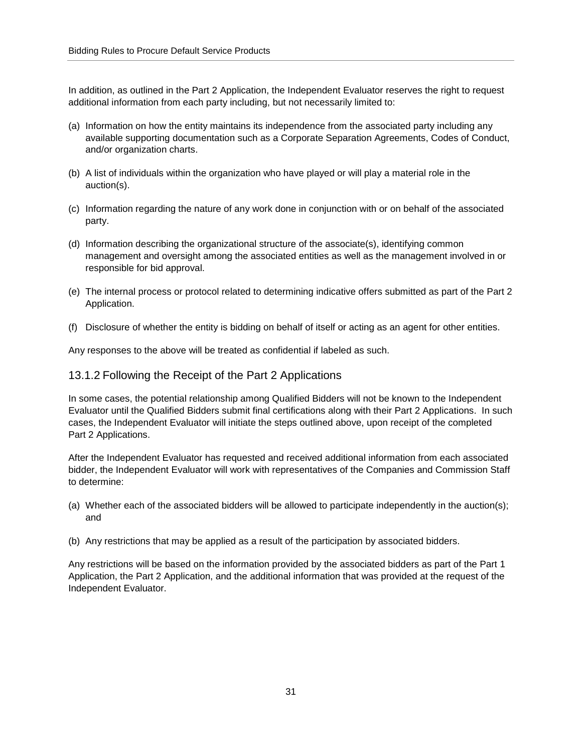In addition, as outlined in the Part 2 Application, the Independent Evaluator reserves the right to request additional information from each party including, but not necessarily limited to:

(a) Information on how the entity maintains its independence from the associated party including any available supporting documentation such as a Corporate Separation Agreements, Codes of Conduct, and/or organization charts.

(b) A list of individuals within the organization who have played or will play a material role in the auction(s).

(c) Information regarding the nature of any work done in conjunction with or on behalf of the associated party.

(d) Information describing the organizational structure of the associate(s), identifying common management and oversight among the associated entities as well as the management involved in or responsible for bid approval.

(e) The internal process or protocol related to determining indicative offers submitted as part of the Part 2 Application.

(f) Disclosure of whether the entity is bidding on behalf of itself or acting as an agent for other entities.

Any responses to the above will be treated as confidential if labeled as such.

### 13.1.2 Following the Receipt of the Part 2 Applications

In some cases, the potential relationship among Qualified Bidders will not be known to the Independent Evaluator until the Qualified Bidders submit final certifications along with their Part 2 Applications. In such cases, the Independent Evaluator will initiate the steps outlined above, upon receipt of the completed Part 2 Applications.

After the Independent Evaluator has requested and received additional information from each associated bidder, the Independent Evaluator will work with representatives of the Companies and Commission Staff to determine:

(a) Whether each of the associated bidders will be allowed to participate independently in the auction(s); and

(b) Any restrictions that may be applied as a result of the participation by associated bidders.

Any restrictions will be based on the information provided by the associated bidders as part of the Part 1 Application, the Part 2 Application, and the additional information that was provided at the request of the Independent Evaluator.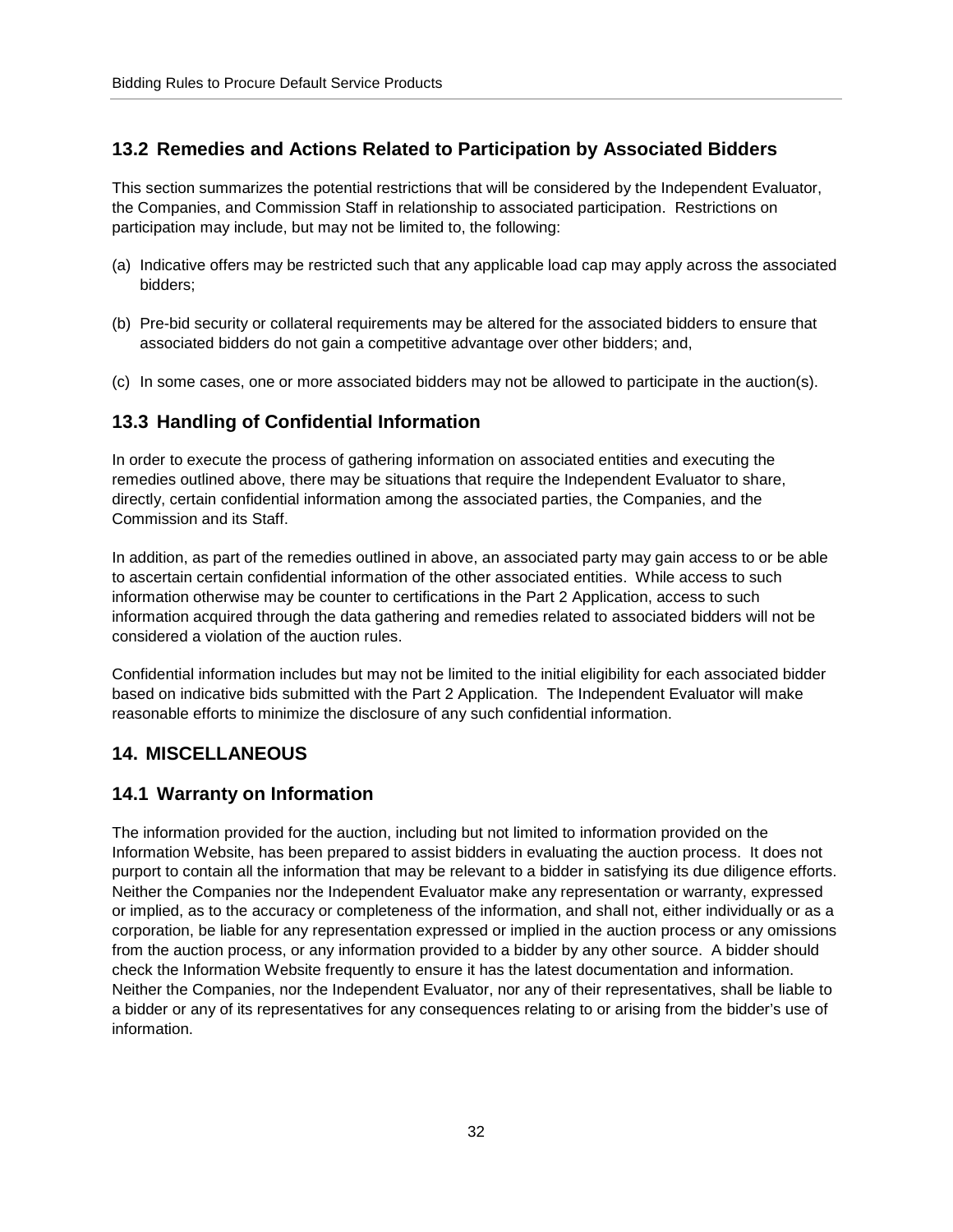## 13.2 Remedies and Actions Related to Participation by Associated Bidders

This section summarizes the potential restrictions that will be considered by the Independent Evaluator, the Companies, and Commission Staff in relationship to associated participation. Restrictions on participation may include, but may not be limited to, the following:

(a) Indicative offers may be restricted such that any applicable load cap may apply across the associated bidders;

(b) Pre-bid security or collateral requirements may be altered for the associated bidders to ensure that associated bidders do not gain a competitive advantage over other bidders; and,

(c) In some cases, one or more associated bidders may not be allowed to participate in the auction(s).

## 13.3 Handling of Confidential Information

In order to execute the process of gathering information on associated entities and executing the remedies outlined above, there may be situations that require the Independent Evaluator to share, directly, certain confidential information among the associated parties, the Companies, and the Commission and its Staff.

In addition, as part of the remedies outlined in above, an associated party may gain access to or be able to ascertain certain confidential information of the other associated entities. While access to such information otherwise may be counter to certifications in the Part 2 Application, access to such information acquired through the data gathering and remedies related to associated bidders will not be considered a violation of the auction rules.

Confidential information includes but may not be limited to the initial eligibility for each associated bidder based on indicative bids submitted with the Part 2 Application. The Independent Evaluator will make reasonable efforts to minimize the disclosure of any such confidential information.

# 14. MISCELLANEOUS

## 14.1 Warranty on Information

The information provided for the auction, including but not limited to information provided on the Information Website, has been prepared to assist bidders in evaluating the auction process. It does not purport to contain all the information that may be relevant to a bidder in satisfying its due diligence efforts. Neither the Companies nor the Independent Evaluator make any representation or warranty, expressed or implied, as to the accuracy or completeness of the information, and shall not, either individually or as a corporation, be liable for any representation expressed or implied in the auction process or any omissions from the auction process, or any information provided to a bidder by any other source. A bidder should check the Information Website frequently to ensure it has the latest documentation and information. Neither the Companies, nor the Independent Evaluator, nor any of their representatives, shall be liable to a bidder or any of its representatives for any consequences relating to or arising from the bidder's use of information.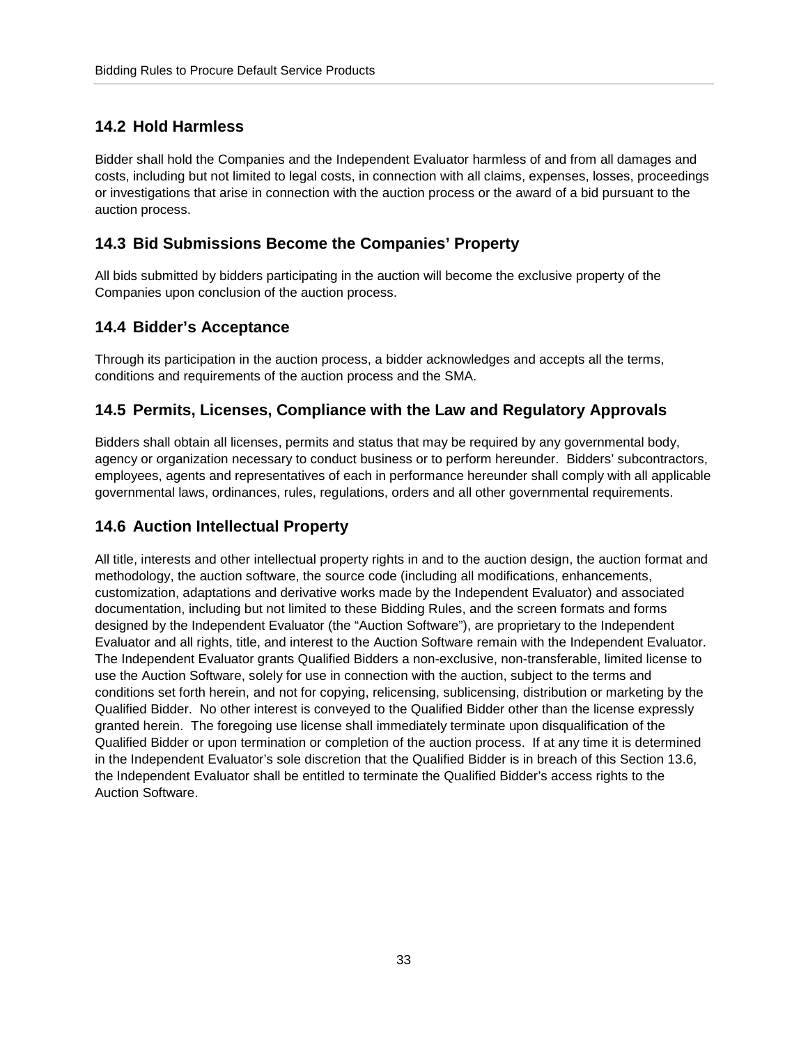## 14.2 Hold Harmless

Bidder shall hold the Companies and the Independent Evaluator harmless of and from all damages and costs, including but not limited to legal costs, in connection with all claims, expenses, losses, proceedings or investigations that arise in connection with the auction process or the award of a bid pursuant to the auction process.

## 14.3 Bid Submissions Become the Companies' Property

All bids submitted by bidders participating in the auction will become the exclusive property of the Companies upon conclusion of the auction process.

## 14.4 Bidder's Acceptance

Through its participation in the auction process, a bidder acknowledges and accepts all the terms, conditions and requirements of the auction process and the SMA.

## 14.5 Permits, Licenses, Compliance with the Law and Regulatory Approvals

Bidders shall obtain all licenses, permits and status that may be required by any governmental body, agency or organization necessary to conduct business or to perform hereunder. Bidders' subcontractors, employees, agents and representatives of each in performance hereunder shall comply with all applicable governmental laws, ordinances, rules, regulations, orders and all other governmental requirements.

## 14.6 Auction Intellectual Property

All title, interests and other intellectual property rights in and to the auction design, the auction format and methodology, the auction software, the source code (including all modifications, enhancements, customization, adaptations and derivative works made by the Independent Evaluator) and associated documentation, including but not limited to these Bidding Rules, and the screen formats and forms designed by the Independent Evaluator (the "Auction Software"), are proprietary to the Independent Evaluator and all rights, title, and interest to the Auction Software remain with the Independent Evaluator. The Independent Evaluator grants Qualified Bidders a non-exclusive, non-transferable, limited license to use the Auction Software, solely for use in connection with the auction, subject to the terms and conditions set forth herein, and not for copying, relicensing, sublicensing, distribution or marketing by the Qualified Bidder. No other interest is conveyed to the Qualified Bidder other than the license expressly granted herein. The foregoing use license shall immediately terminate upon disqualification of the Qualified Bidder or upon termination or completion of the auction process. If at any time it is determined in the Independent Evaluator's sole discretion that the Qualified Bidder is in breach of this Section 13.6, the Independent Evaluator shall be entitled to terminate the Qualified Bidder's access rights to the Auction Software.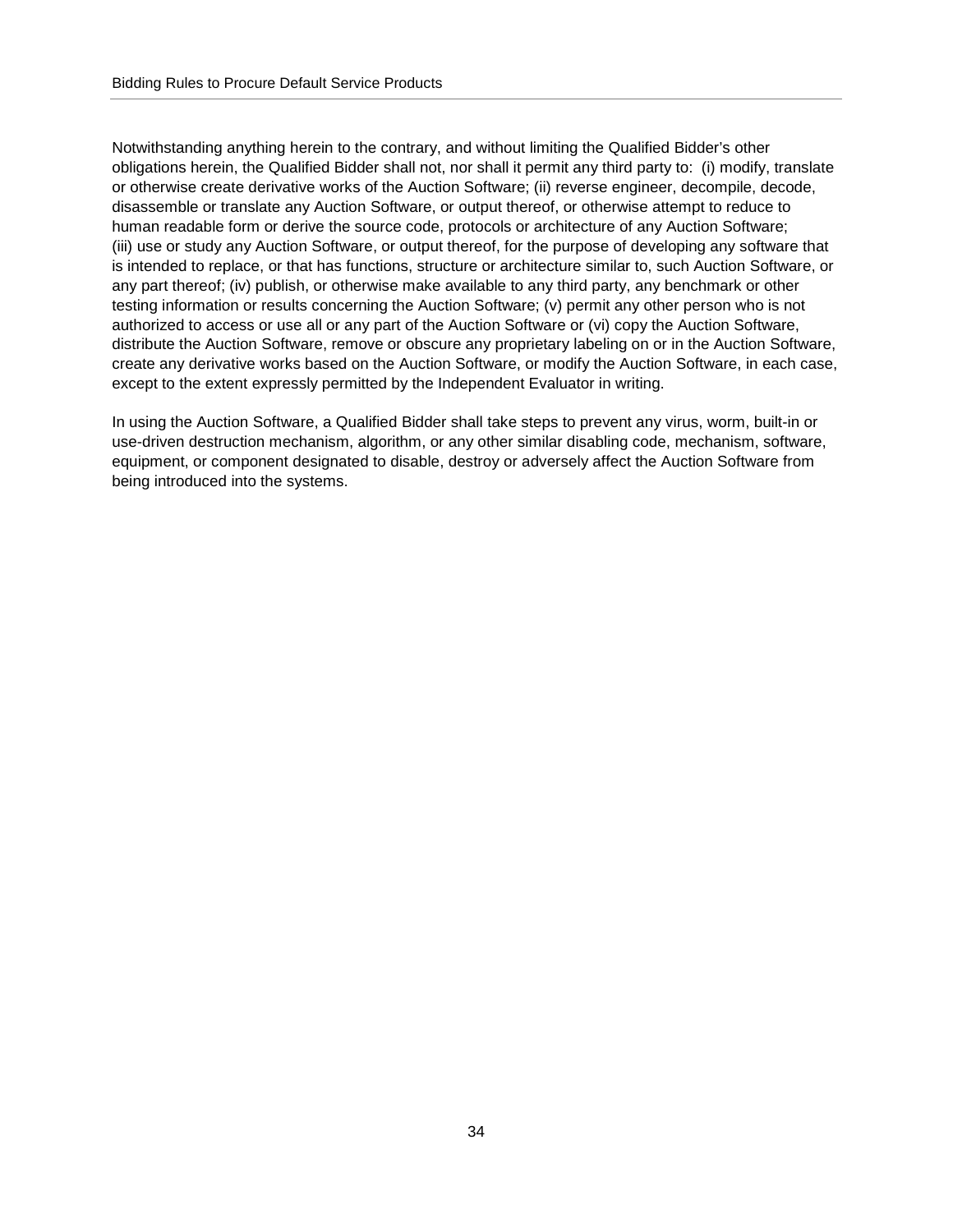Notwithstanding anything herein to the contrary, and without limiting the Qualified Bidder's other obligations herein, the Qualified Bidder shall not, nor shall it permit any third party to: (i) modify, translate or otherwise create derivative works of the Auction Software; (ii) reverse engineer, decompile, decode, disassemble or translate any Auction Software, or output thereof, or otherwise attempt to reduce to human readable form or derive the source code, protocols or architecture of any Auction Software; (iii) use or study any Auction Software, or output thereof, for the purpose of developing any software that is intended to replace, or that has functions, structure or architecture similar to, such Auction Software, or any part thereof; (iv) publish, or otherwise make available to any third party, any benchmark or other testing information or results concerning the Auction Software; (v) permit any other person who is not authorized to access or use all or any part of the Auction Software or (vi) copy the Auction Software, distribute the Auction Software, remove or obscure any proprietary labeling on or in the Auction Software, create any derivative works based on the Auction Software, or modify the Auction Software, in each case, except to the extent expressly permitted by the Independent Evaluator in writing.

In using the Auction Software, a Qualified Bidder shall take steps to prevent any virus, worm, built-in or use-driven destruction mechanism, algorithm, or any other similar disabling code, mechanism, software, equipment, or component designated to disable, destroy or adversely affect the Auction Software from being introduced into the systems.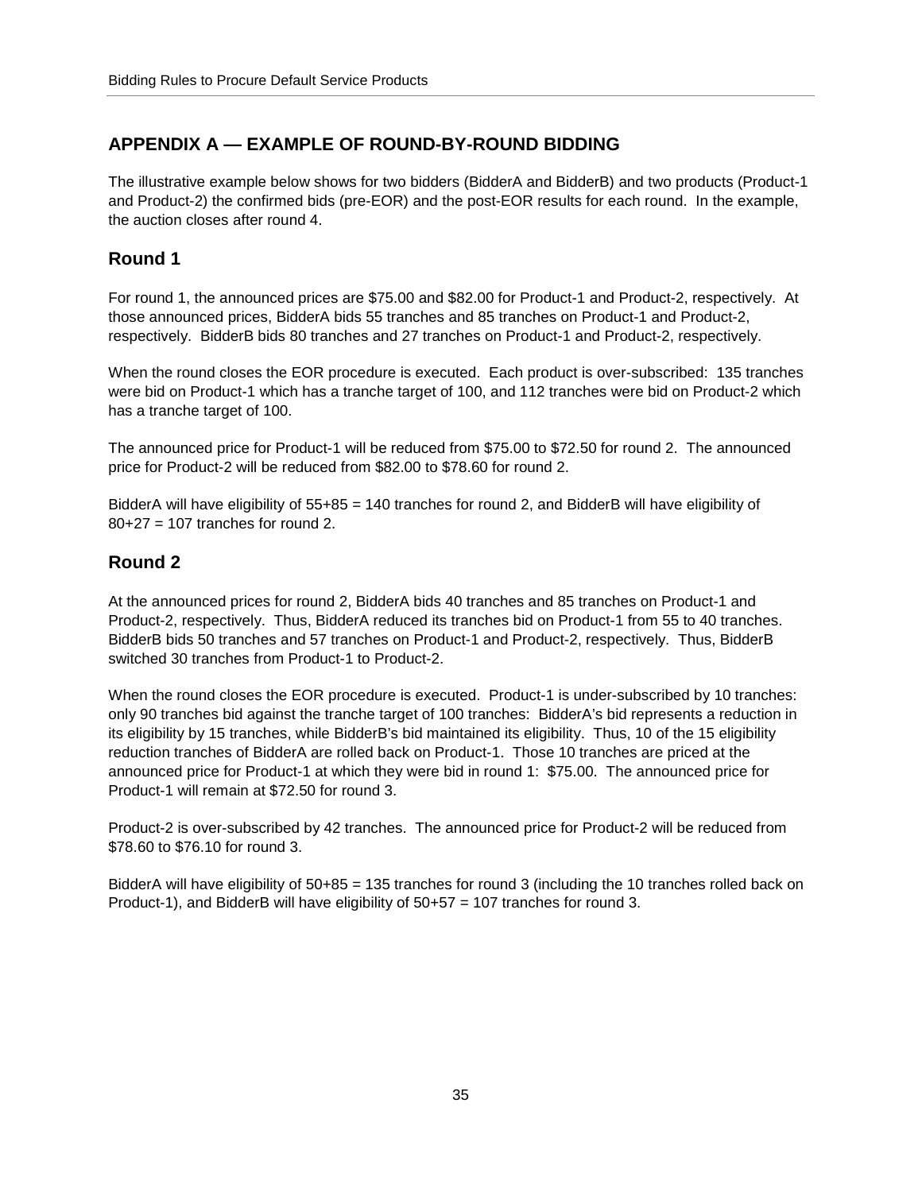## APPENDIX A — EXAMPLE OF ROUND-BY-ROUND BIDDING

The illustrative example below shows for two bidders (BidderA and BidderB) and two products (Product-1 and Product-2) the confirmed bids (pre-EOR) and the post-EOR results for each round. In the example, the auction closes after round 4.

### Round 1

For round 1, the announced prices are $75.00 and $82.00 for Product-1 and Product-2, respectively. At those announced prices, BidderA bids 55 tranches and 85 tranches on Product-1 and Product-2, respectively. BidderB bids 80 tranches and 27 tranches on Product-1 and Product-2, respectively.

When the round closes the EOR procedure is executed. Each product is over-subscribed: 135 tranches were bid on Product-1 which has a tranche target of 100, and 112 tranches were bid on Product-2 which has a tranche target of 100.

The announced price for Product-1 will be reduced from $75.00 to $72.50 for round 2. The announced price for Product-2 will be reduced from $82.00 to $78.60 for round 2.

BidderA will have eligibility of 55+85 = 140 tranches for round 2, and BidderB will have eligibility of 80+27 = 107 tranches for round 2.

### Round 2

At the announced prices for round 2, BidderA bids 40 tranches and 85 tranches on Product-1 and Product-2, respectively. Thus, BidderA reduced its tranches bid on Product-1 from 55 to 40 tranches. BidderB bids 50 tranches and 57 tranches on Product-1 and Product-2, respectively. Thus, BidderB switched 30 tranches from Product-1 to Product-2.

When the round closes the EOR procedure is executed. Product-1 is under-subscribed by 10 tranches: only 90 tranches bid against the tranche target of 100 tranches: BidderA's bid represents a reduction in its eligibility by 15 tranches, while BidderB's bid maintained its eligibility. Thus, 10 of the 15 eligibility reduction tranches of BidderA are rolled back on Product-1. Those 10 tranches are priced at the announced price for Product-1 at which they were bid in round 1: $75.00. The announced price for Product-1 will remain at $72.50 for round 3.

Product-2 is over-subscribed by 42 tranches. The announced price for Product-2 will be reduced from $78.60 to $76.10 for round 3.

BidderA will have eligibility of 50+85 = 135 tranches for round 3 (including the 10 tranches rolled back on Product-1), and BidderB will have eligibility of 50+57 = 107 tranches for round 3.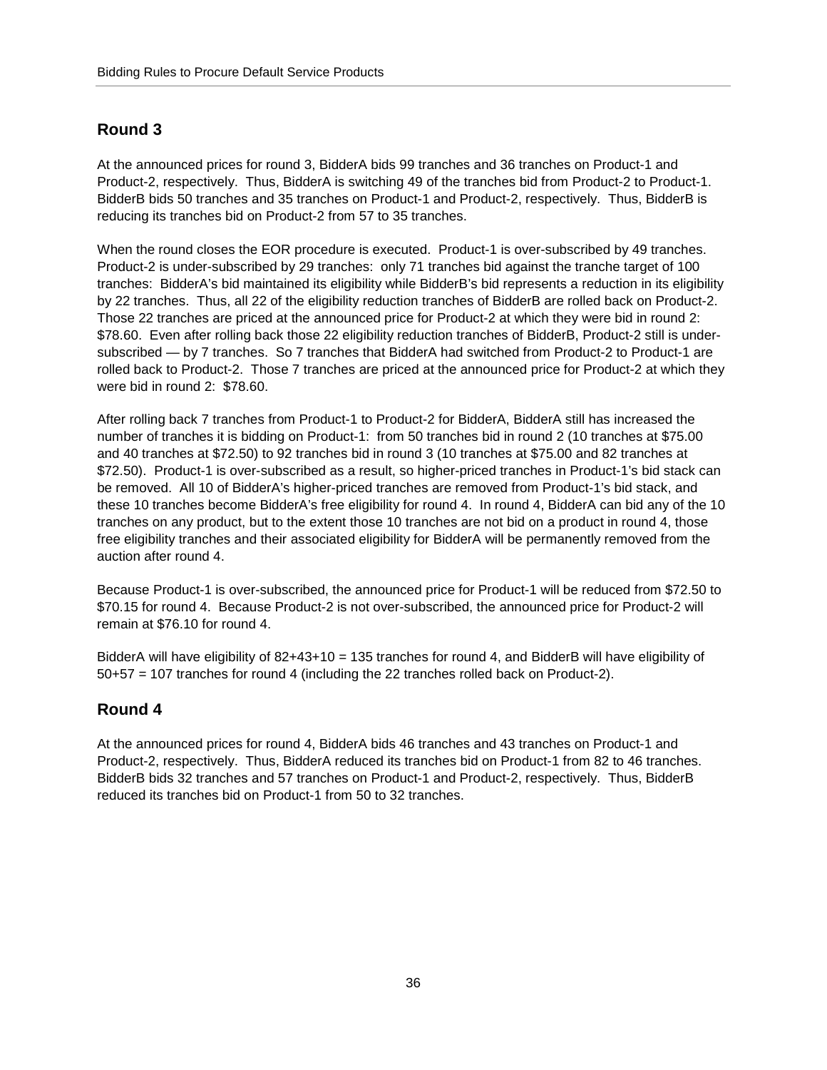## Round 3

At the announced prices for round 3, BidderA bids 99 tranches and 36 tranches on Product-1 and Product-2, respectively. Thus, BidderA is switching 49 of the tranches bid from Product-2 to Product-1. BidderB bids 50 tranches and 35 tranches on Product-1 and Product-2, respectively. Thus, BidderB is reducing its tranches bid on Product-2 from 57 to 35 tranches.

When the round closes the EOR procedure is executed. Product-1 is over-subscribed by 49 tranches. Product-2 is under-subscribed by 29 tranches: only 71 tranches bid against the tranche target of 100 tranches: BidderA's bid maintained its eligibility while BidderB's bid represents a reduction in its eligibility by 22 tranches. Thus, all 22 of the eligibility reduction tranches of BidderB are rolled back on Product-2. Those 22 tranches are priced at the announced price for Product-2 at which they were bid in round 2: $78.60. Even after rolling back those 22 eligibility reduction tranches of BidderB, Product-2 still is under-subscribed — by 7 tranches. So 7 tranches that BidderA had switched from Product-2 to Product-1 are rolled back to Product-2. Those 7 tranches are priced at the announced price for Product-2 at which they were bid in round 2: $78.60.

After rolling back 7 tranches from Product-1 to Product-2 for BidderA, BidderA still has increased the number of tranches it is bidding on Product-1: from 50 tranches bid in round 2 (10 tranches at $75.00 and 40 tranches at $72.50) to 92 tranches bid in round 3 (10 tranches at $75.00 and 82 tranches at $72.50). Product-1 is over-subscribed as a result, so higher-priced tranches in Product-1's bid stack can be removed. All 10 of BidderA's higher-priced tranches are removed from Product-1's bid stack, and these 10 tranches become BidderA's free eligibility for round 4. In round 4, BidderA can bid any of the 10 tranches on any product, but to the extent those 10 tranches are not bid on a product in round 4, those free eligibility tranches and their associated eligibility for BidderA will be permanently removed from the auction after round 4.

Because Product-1 is over-subscribed, the announced price for Product-1 will be reduced from $72.50 to $70.15 for round 4. Because Product-2 is not over-subscribed, the announced price for Product-2 will remain at $76.10 for round 4.

BidderA will have eligibility of 82+43+10 = 135 tranches for round 4, and BidderB will have eligibility of 50+57 = 107 tranches for round 4 (including the 22 tranches rolled back on Product-2).

## Round 4

At the announced prices for round 4, BidderA bids 46 tranches and 43 tranches on Product-1 and Product-2, respectively. Thus, BidderA reduced its tranches bid on Product-1 from 82 to 46 tranches. BidderB bids 32 tranches and 57 tranches on Product-1 and Product-2, respectively. Thus, BidderB reduced its tranches bid on Product-1 from 50 to 32 tranches.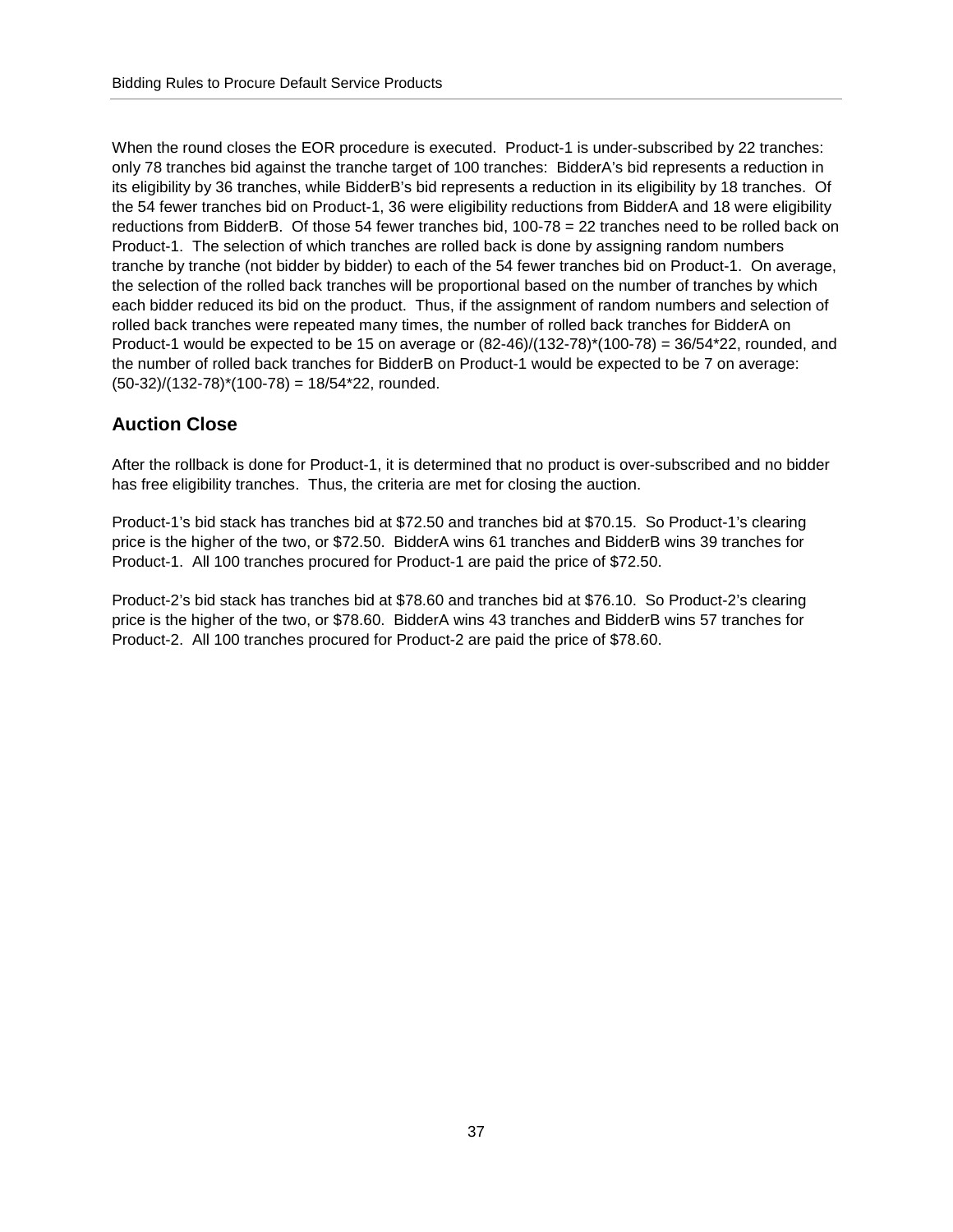When the round closes the EOR procedure is executed. Product-1 is under-subscribed by 22 tranches: only 78 tranches bid against the tranche target of 100 tranches: BidderA's bid represents a reduction in its eligibility by 36 tranches, while BidderB's bid represents a reduction in its eligibility by 18 tranches. Of the 54 fewer tranches bid on Product-1, 36 were eligibility reductions from BidderA and 18 were eligibility reductions from BidderB. Of those 54 fewer tranches bid, 100-78 = 22 tranches need to be rolled back on Product-1. The selection of which tranches are rolled back is done by assigning random numbers tranche by tranche (not bidder by bidder) to each of the 54 fewer tranches bid on Product-1. On average, the selection of the rolled back tranches will be proportional based on the number of tranches by which each bidder reduced its bid on the product. Thus, if the assignment of random numbers and selection of rolled back tranches were repeated many times, the number of rolled back tranches for BidderA on Product-1 would be expected to be 15 on average or (82-46)/(132-78)*(100-78) = 36/54*22, rounded, and the number of rolled back tranches for BidderB on Product-1 would be expected to be 7 on average: (50-32)/(132-78)*(100-78) = 18/54*22, rounded.

## Auction Close

After the rollback is done for Product-1, it is determined that no product is over-subscribed and no bidder has free eligibility tranches. Thus, the criteria are met for closing the auction.

Product-1's bid stack has tranches bid at $72.50 and tranches bid at $70.15. So Product-1's clearing price is the higher of the two, or $72.50. BidderA wins 61 tranches and BidderB wins 39 tranches for Product-1. All 100 tranches procured for Product-1 are paid the price of $72.50.

Product-2's bid stack has tranches bid at $78.60 and tranches bid at $76.10. So Product-2's clearing price is the higher of the two, or $78.60. BidderA wins 43 tranches and BidderB wins 57 tranches for Product-2. All 100 tranches procured for Product-2 are paid the price of $78.60.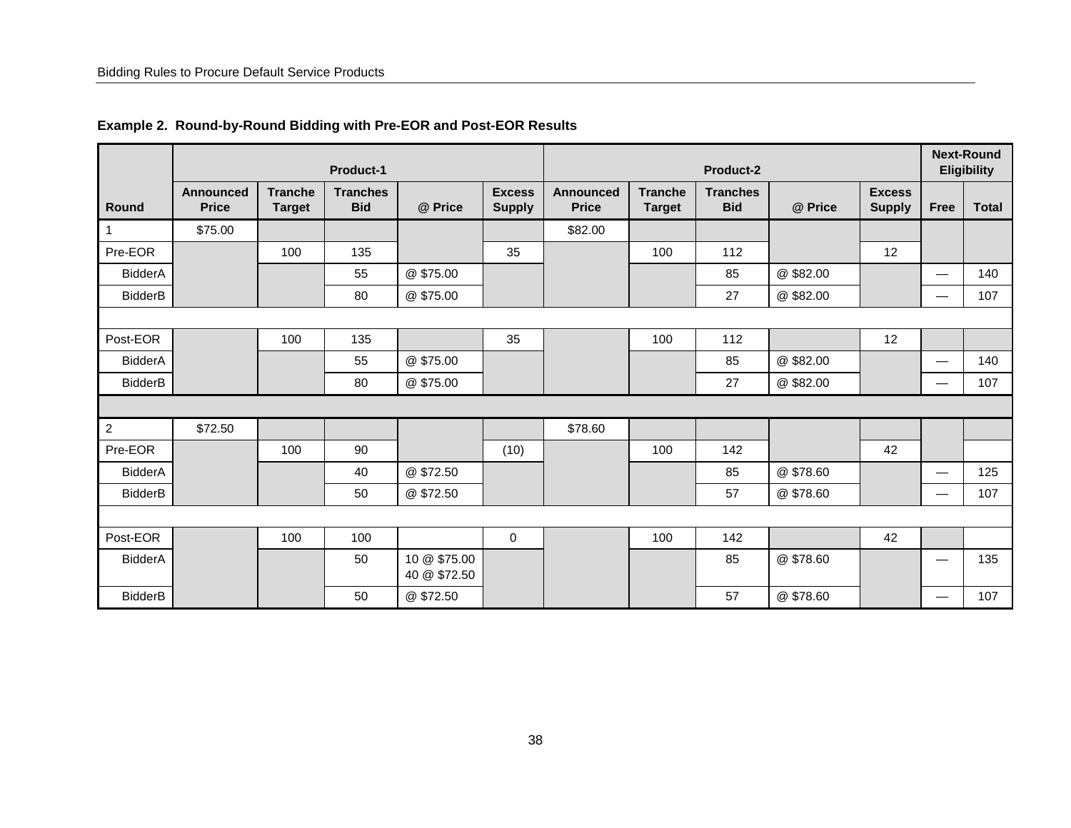**Example 2. Round-by-Round Bidding with Pre-EOR and Post-EOR Results**

| | Product-1 | | | | | Product-2 | | | | | Next-Round Eligibility | |
|---|---|---|---|---|---|---|---|---|---|---|---|---|
| Round | Announced Price | Tranche Target | Tranches Bid | @ Price | Excess Supply | Announced Price | Tranche Target | Tranches Bid | @ Price | Excess Supply | Free | Total |
| 1 | $75.00 | | | | | $82.00 | | | | | | |
| Pre-EOR | | 100 | 135 | | 35 | | 100 | 112 | | 12 | | |
| BidderA | | | 55 | @ $75.00 | | | | 85 | @ $82.00 | | — | 140 |
| BidderB | | | 80 | @ $75.00 | | | | 27 | @ $82.00 | | — | 107 |
| | | | | | | | | | | | | |
| Post-EOR | | 100 | 135 | | 35 | | 100 | 112 | | 12 | | |
| BidderA | | | 55 | @ $75.00 | | | | 85 | @ $82.00 | | — | 140 |
| BidderB | | | 80 | @ $75.00 | | | | 27 | @ $82.00 | | — | 107 |
| | | | | | | | | | | | | |
| 2 | $72.50 | | | | | $78.60 | | | | | | |
| Pre-EOR | | 100 | 90 | | (10) | | 100 | 142 | | 42 | | |
| BidderA | | | 40 | @ $72.50 | | | | 85 | @ $78.60 | | — | 125 |
| BidderB | | | 50 | @ $72.50 | | | | 57 | @ $78.60 | | — | 107 |
| | | | | | | | | | | | | |
| Post-EOR | | 100 | 100 | | 0 | | 100 | 142 | | 42 | | |
| BidderA | | | 50 | 10 @ $75.00<br>40 @ $72.50 | | | | 85 | @ $78.60 | | — | 135 |
| BidderB | | | 50 | @ $72.50 | | | | 57 | @ $78.60 | | — | 107 |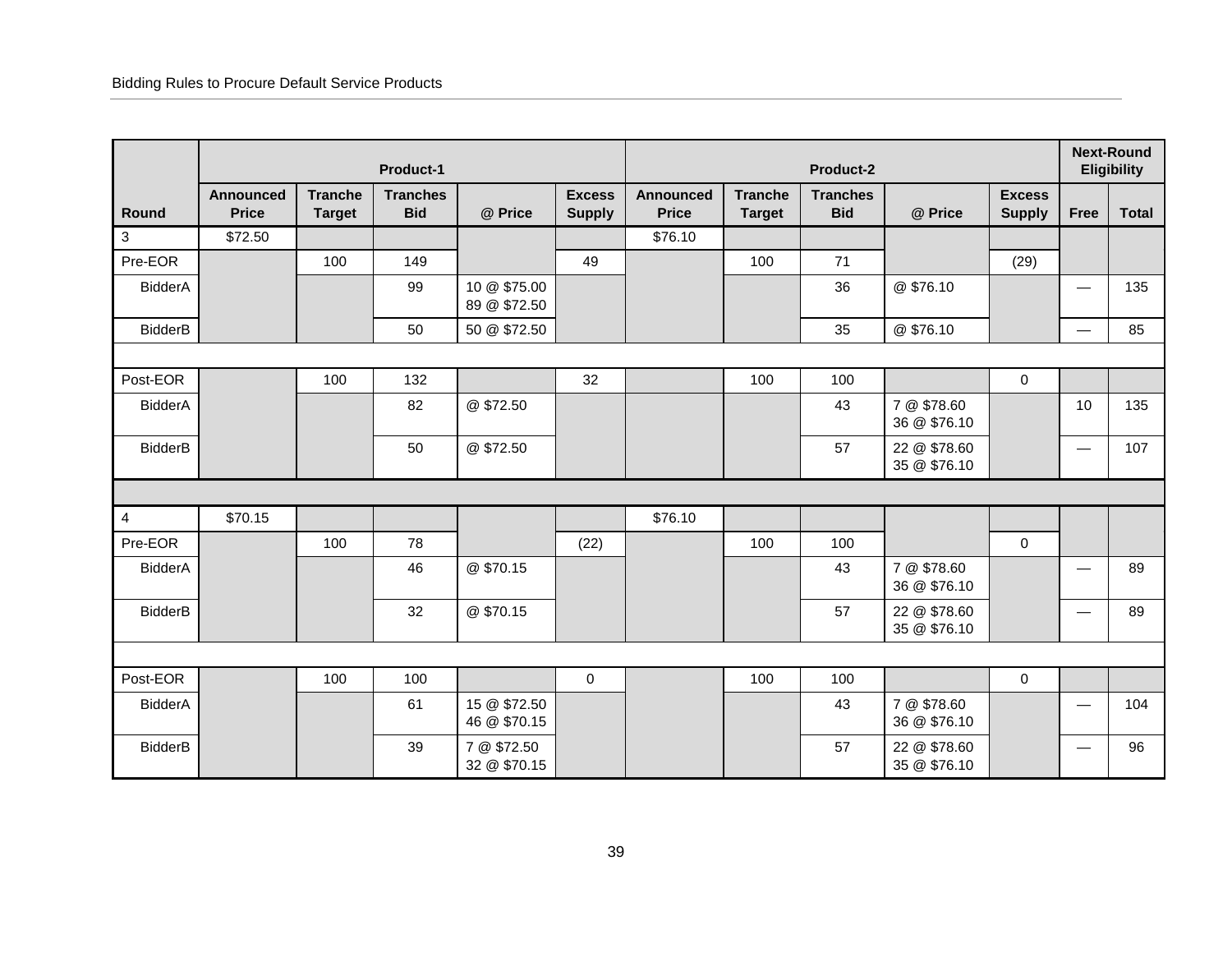| Round | Product-1 | | | | | Product-2 | | | | | Next-Round Eligibility | |
|---|---|---|---|---|---|---|---|---|---|---|---|---|
| | Announced Price | Tranche Target | Tranches Bid | @ Price | Excess Supply | Announced Price | Tranche Target | Tranches Bid | @ Price | Excess Supply | Free | Total |
| 3 | $72.50 | | | | | $76.10 | | | | | | |
| Pre-EOR | | 100 | 149 | | 49 | | 100 | 71 | | (29) | | |
| BidderA | | | 99 | 10 @ $75.00<br>89 @ $72.50 | | | | 36 | @ $76.10 | | — | 135 |
| BidderB | | | 50 | 50 @ $72.50 | | | | 35 | @ $76.10 | | — | 85 |
| | | | | | | | | | | | | |
| Post-EOR | | 100 | 132 | | 32 | | 100 | 100 | | 0 | | |
| BidderA | | | 82 | @ $72.50 | | | | 43 | 7 @ $78.60<br>36 @ $76.10 | | 10 | 135 |
| BidderB | | | 50 | @ $72.50 | | | | 57 | 22 @ $78.60<br>35 @ $76.10 | | — | 107 |
| | | | | | | | | | | | | |
| 4 | $70.15 | | | | | $76.10 | | | | | | |
| Pre-EOR | | 100 | 78 | | (22) | | 100 | 100 | | 0 | | |
| BidderA | | | 46 | @ $70.15 | | | | 43 | 7 @ $78.60<br>36 @ $76.10 | | — | 89 |
| BidderB | | | 32 | @ $70.15 | | | | 57 | 22 @ $78.60<br>35 @ $76.10 | | — | 89 |
| | | | | | | | | | | | | |
| Post-EOR | | 100 | 100 | | 0 | | 100 | 100 | | 0 | | |
| BidderA | | | 61 | 15 @ $72.50<br>46 @ $70.15 | | | | 43 | 7 @ $78.60<br>36 @ $76.10 | | — | 104 |
| BidderB | | | 39 | 7 @ $72.50<br>32 @ $70.15 | | | | 57 | 22 @ $78.60<br>35 @ $76.10 | | — | 96 |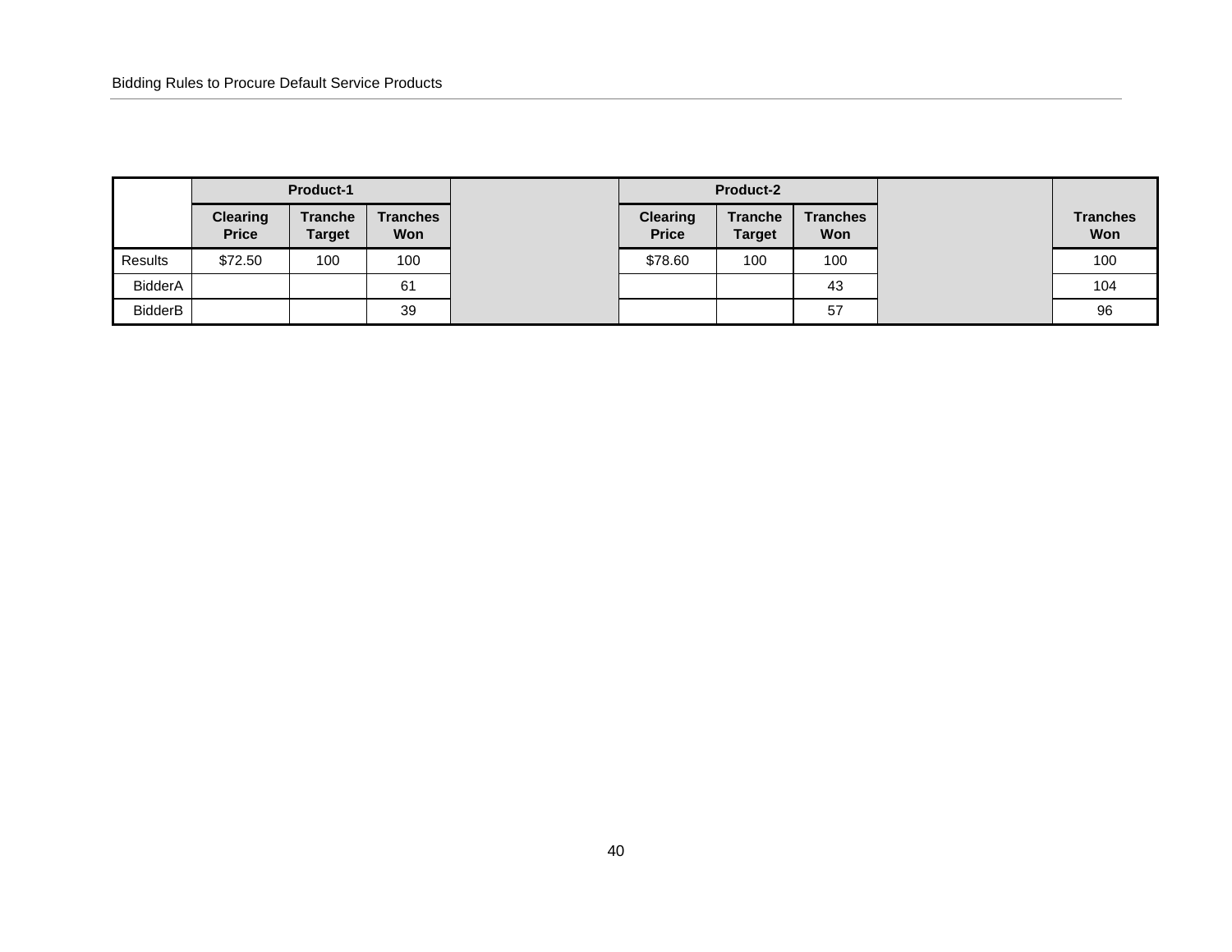| | Product-1 | | | | Product-2 | | | | |
|---|---|---|---|---|---|---|---|---|---|
| | Clearing Price | Tranche Target | Tranches Won | | Clearing Price | Tranche Target | Tranches Won | | Tranches Won |
| Results | $72.50 | 100 | 100 | | $78.60 | 100 | 100 | | 100 |
| BidderA | | | 61 | | | | 43 | | 104 |
| BidderB | | | 39 | | | | 57 | | 96 |